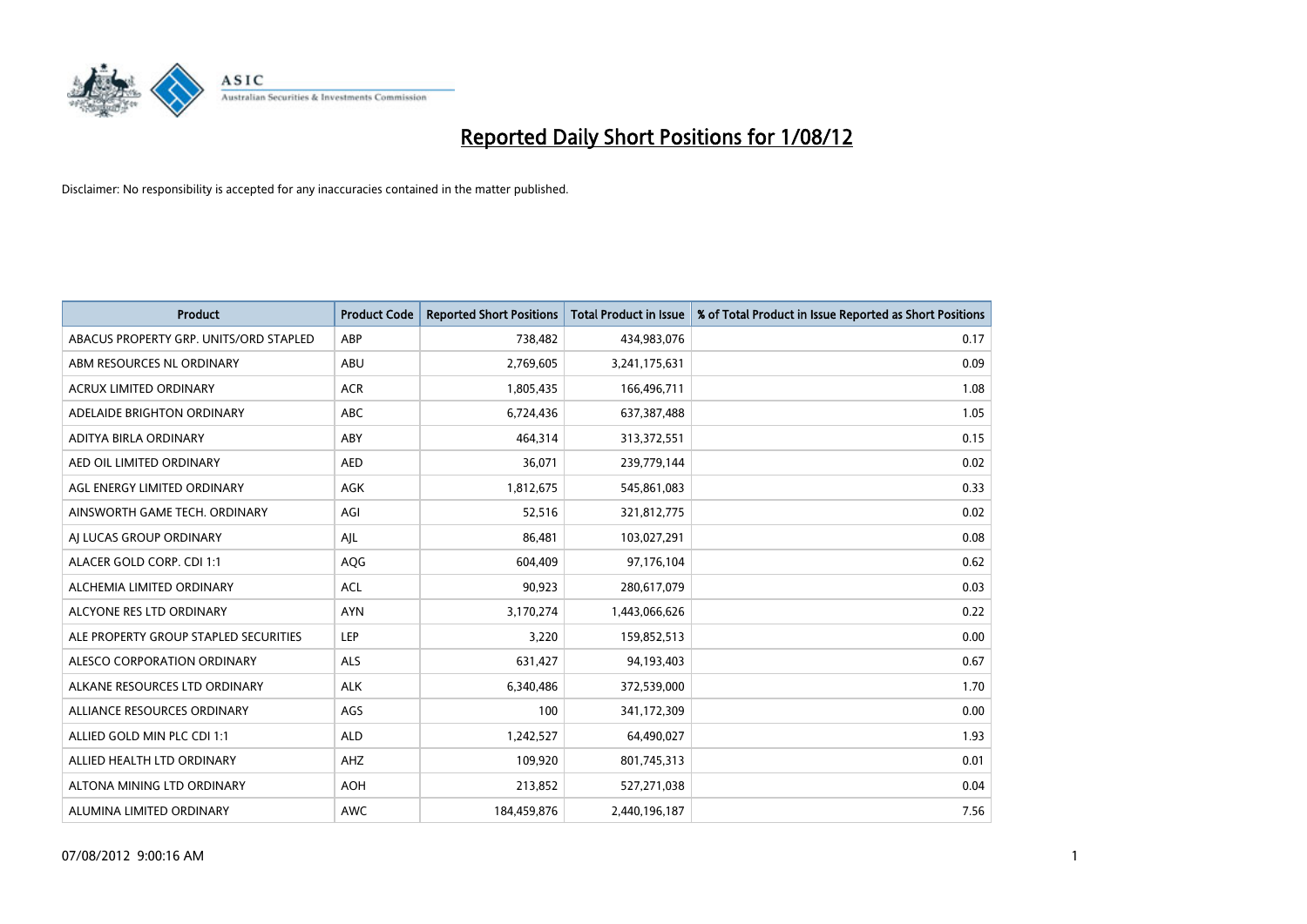# Reported Daily Short Positions for 1/08/12

Disclaimer: No responsibility is accepted for any inaccuracies contained in the matter published.

| Product | Product Code | Reported Short Positions | Total Product in Issue | % of Total Product in Issue Reported as Short Positions |
|---|---|---|---|---|
| ABACUS PROPERTY GRP. UNITS/ORD STAPLED | ABP | 738,482 | 434,983,076 | 0.17 |
| ABM RESOURCES NL ORDINARY | ABU | 2,769,605 | 3,241,175,631 | 0.09 |
| ACRUX LIMITED ORDINARY | ACR | 1,805,435 | 166,496,711 | 1.08 |
| ADELAIDE BRIGHTON ORDINARY | ABC | 6,724,436 | 637,387,488 | 1.05 |
| ADITYA BIRLA ORDINARY | ABY | 464,314 | 313,372,551 | 0.15 |
| AED OIL LIMITED ORDINARY | AED | 36,071 | 239,779,144 | 0.02 |
| AGL ENERGY LIMITED ORDINARY | AGK | 1,812,675 | 545,861,083 | 0.33 |
| AINSWORTH GAME TECH. ORDINARY | AGI | 52,516 | 321,812,775 | 0.02 |
| AJ LUCAS GROUP ORDINARY | AJL | 86,481 | 103,027,291 | 0.08 |
| ALACER GOLD CORP. CDI 1:1 | AQG | 604,409 | 97,176,104 | 0.62 |
| ALCHEMIA LIMITED ORDINARY | ACL | 90,923 | 280,617,079 | 0.03 |
| ALCYONE RES LTD ORDINARY | AYN | 3,170,274 | 1,443,066,626 | 0.22 |
| ALE PROPERTY GROUP STAPLED SECURITIES | LEP | 3,220 | 159,852,513 | 0.00 |
| ALESCO CORPORATION ORDINARY | ALS | 631,427 | 94,193,403 | 0.67 |
| ALKANE RESOURCES LTD ORDINARY | ALK | 6,340,486 | 372,539,000 | 1.70 |
| ALLIANCE RESOURCES ORDINARY | AGS | 100 | 341,172,309 | 0.00 |
| ALLIED GOLD MIN PLC CDI 1:1 | ALD | 1,242,527 | 64,490,027 | 1.93 |
| ALLIED HEALTH LTD ORDINARY | AHZ | 109,920 | 801,745,313 | 0.01 |
| ALTONA MINING LTD ORDINARY | AOH | 213,852 | 527,271,038 | 0.04 |
| ALUMINA LIMITED ORDINARY | AWC | 184,459,876 | 2,440,196,187 | 7.56 |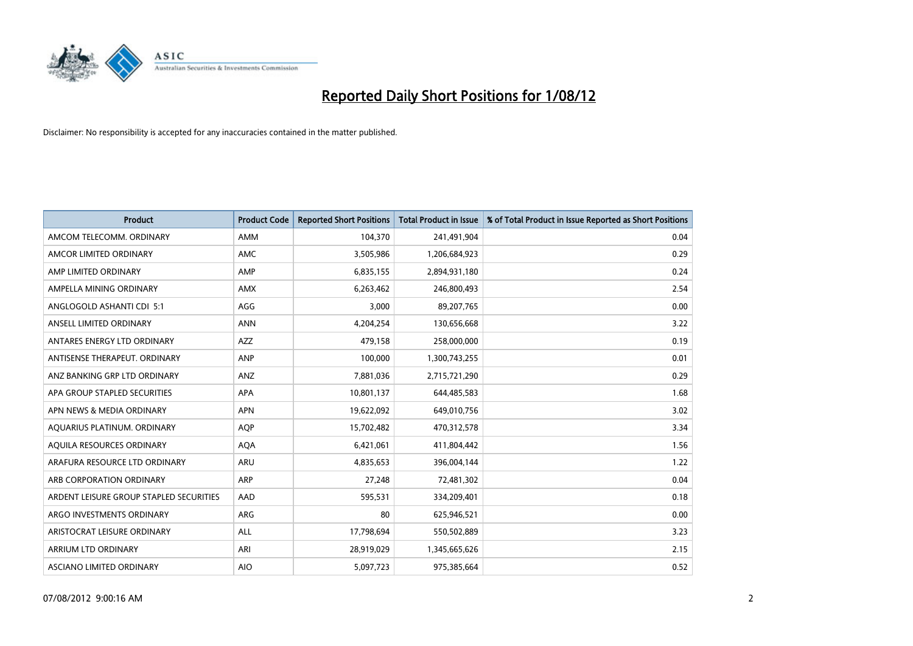# Reported Daily Short Positions for 1/08/12

Disclaimer: No responsibility is accepted for any inaccuracies contained in the matter published.

| Product | Product Code | Reported Short Positions | Total Product in Issue | % of Total Product in Issue Reported as Short Positions |
|---|---|---|---|---|
| AMCOM TELECOMM. ORDINARY | AMM | 104,370 | 241,491,904 | 0.04 |
| AMCOR LIMITED ORDINARY | AMC | 3,505,986 | 1,206,684,923 | 0.29 |
| AMP LIMITED ORDINARY | AMP | 6,835,155 | 2,894,931,180 | 0.24 |
| AMPELLA MINING ORDINARY | AMX | 6,263,462 | 246,800,493 | 2.54 |
| ANGLOGOLD ASHANTI CDI 5:1 | AGG | 3,000 | 89,207,765 | 0.00 |
| ANSELL LIMITED ORDINARY | ANN | 4,204,254 | 130,656,668 | 3.22 |
| ANTARES ENERGY LTD ORDINARY | AZZ | 479,158 | 258,000,000 | 0.19 |
| ANTISENSE THERAPEUT. ORDINARY | ANP | 100,000 | 1,300,743,255 | 0.01 |
| ANZ BANKING GRP LTD ORDINARY | ANZ | 7,881,036 | 2,715,721,290 | 0.29 |
| APA GROUP STAPLED SECURITIES | APA | 10,801,137 | 644,485,583 | 1.68 |
| APN NEWS & MEDIA ORDINARY | APN | 19,622,092 | 649,010,756 | 3.02 |
| AQUARIUS PLATINUM. ORDINARY | AQP | 15,702,482 | 470,312,578 | 3.34 |
| AQUILA RESOURCES ORDINARY | AQA | 6,421,061 | 411,804,442 | 1.56 |
| ARAFURA RESOURCE LTD ORDINARY | ARU | 4,835,653 | 396,004,144 | 1.22 |
| ARB CORPORATION ORDINARY | ARP | 27,248 | 72,481,302 | 0.04 |
| ARDENT LEISURE GROUP STAPLED SECURITIES | AAD | 595,531 | 334,209,401 | 0.18 |
| ARGO INVESTMENTS ORDINARY | ARG | 80 | 625,946,521 | 0.00 |
| ARISTOCRAT LEISURE ORDINARY | ALL | 17,798,694 | 550,502,889 | 3.23 |
| ARRIUM LTD ORDINARY | ARI | 28,919,029 | 1,345,665,626 | 2.15 |
| ASCIANO LIMITED ORDINARY | AIO | 5,097,723 | 975,385,664 | 0.52 |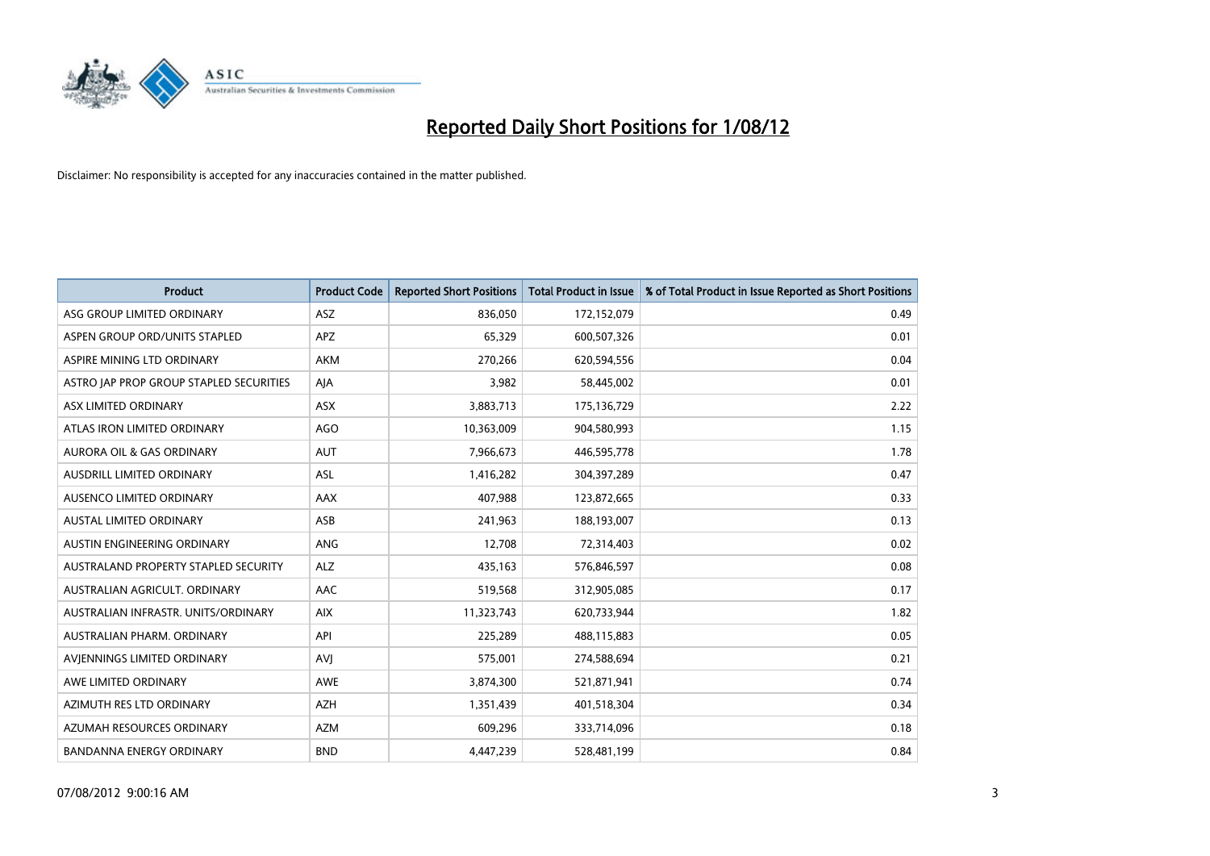# Reported Daily Short Positions for 1/08/12

Disclaimer: No responsibility is accepted for any inaccuracies contained in the matter published.

| Product | Product Code | Reported Short Positions | Total Product in Issue | % of Total Product in Issue Reported as Short Positions |
|---|---|---|---|---|
| ASG GROUP LIMITED ORDINARY | ASZ | 836,050 | 172,152,079 | 0.49 |
| ASPEN GROUP ORD/UNITS STAPLED | APZ | 65,329 | 600,507,326 | 0.01 |
| ASPIRE MINING LTD ORDINARY | AKM | 270,266 | 620,594,556 | 0.04 |
| ASTRO JAP PROP GROUP STAPLED SECURITIES | AJA | 3,982 | 58,445,002 | 0.01 |
| ASX LIMITED ORDINARY | ASX | 3,883,713 | 175,136,729 | 2.22 |
| ATLAS IRON LIMITED ORDINARY | AGO | 10,363,009 | 904,580,993 | 1.15 |
| AURORA OIL & GAS ORDINARY | AUT | 7,966,673 | 446,595,778 | 1.78 |
| AUSDRILL LIMITED ORDINARY | ASL | 1,416,282 | 304,397,289 | 0.47 |
| AUSENCO LIMITED ORDINARY | AAX | 407,988 | 123,872,665 | 0.33 |
| AUSTAL LIMITED ORDINARY | ASB | 241,963 | 188,193,007 | 0.13 |
| AUSTIN ENGINEERING ORDINARY | ANG | 12,708 | 72,314,403 | 0.02 |
| AUSTRALAND PROPERTY STAPLED SECURITY | ALZ | 435,163 | 576,846,597 | 0.08 |
| AUSTRALIAN AGRICULT. ORDINARY | AAC | 519,568 | 312,905,085 | 0.17 |
| AUSTRALIAN INFRASTR. UNITS/ORDINARY | AIX | 11,323,743 | 620,733,944 | 1.82 |
| AUSTRALIAN PHARM. ORDINARY | API | 225,289 | 488,115,883 | 0.05 |
| AVJENNINGS LIMITED ORDINARY | AVJ | 575,001 | 274,588,694 | 0.21 |
| AWE LIMITED ORDINARY | AWE | 3,874,300 | 521,871,941 | 0.74 |
| AZIMUTH RES LTD ORDINARY | AZH | 1,351,439 | 401,518,304 | 0.34 |
| AZUMAH RESOURCES ORDINARY | AZM | 609,296 | 333,714,096 | 0.18 |
| BANDANNA ENERGY ORDINARY | BND | 4,447,239 | 528,481,199 | 0.84 |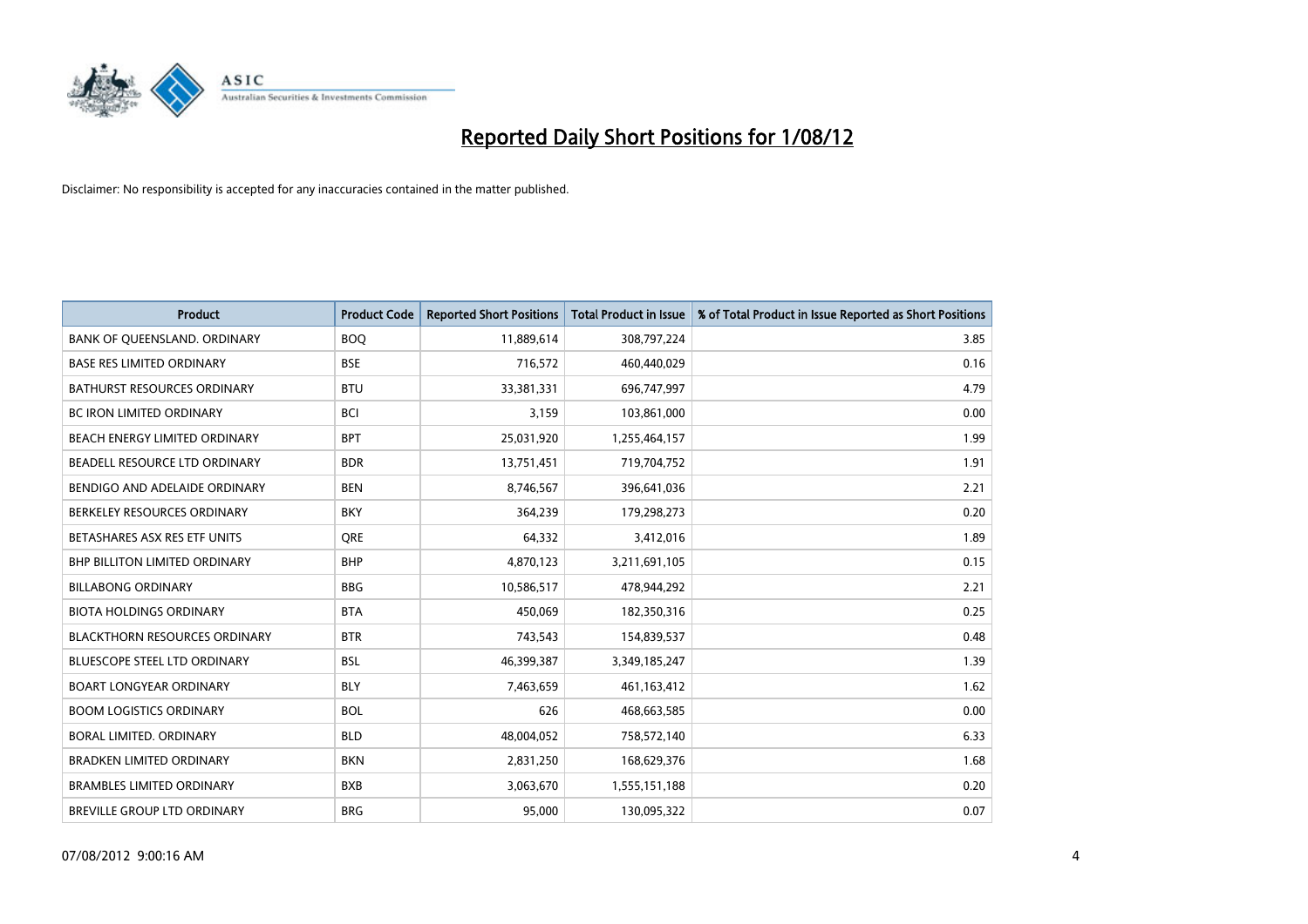# Reported Daily Short Positions for 1/08/12

Disclaimer: No responsibility is accepted for any inaccuracies contained in the matter published.

| Product | Product Code | Reported Short Positions | Total Product in Issue | % of Total Product in Issue Reported as Short Positions |
|---|---|---|---|---|
| BANK OF QUEENSLAND. ORDINARY | BOQ | 11,889,614 | 308,797,224 | 3.85 |
| BASE RES LIMITED ORDINARY | BSE | 716,572 | 460,440,029 | 0.16 |
| BATHURST RESOURCES ORDINARY | BTU | 33,381,331 | 696,747,997 | 4.79 |
| BC IRON LIMITED ORDINARY | BCI | 3,159 | 103,861,000 | 0.00 |
| BEACH ENERGY LIMITED ORDINARY | BPT | 25,031,920 | 1,255,464,157 | 1.99 |
| BEADELL RESOURCE LTD ORDINARY | BDR | 13,751,451 | 719,704,752 | 1.91 |
| BENDIGO AND ADELAIDE ORDINARY | BEN | 8,746,567 | 396,641,036 | 2.21 |
| BERKELEY RESOURCES ORDINARY | BKY | 364,239 | 179,298,273 | 0.20 |
| BETASHARES ASX RES ETF UNITS | QRE | 64,332 | 3,412,016 | 1.89 |
| BHP BILLITON LIMITED ORDINARY | BHP | 4,870,123 | 3,211,691,105 | 0.15 |
| BILLABONG ORDINARY | BBG | 10,586,517 | 478,944,292 | 2.21 |
| BIOTA HOLDINGS ORDINARY | BTA | 450,069 | 182,350,316 | 0.25 |
| BLACKTHORN RESOURCES ORDINARY | BTR | 743,543 | 154,839,537 | 0.48 |
| BLUESCOPE STEEL LTD ORDINARY | BSL | 46,399,387 | 3,349,185,247 | 1.39 |
| BOART LONGYEAR ORDINARY | BLY | 7,463,659 | 461,163,412 | 1.62 |
| BOOM LOGISTICS ORDINARY | BOL | 626 | 468,663,585 | 0.00 |
| BORAL LIMITED. ORDINARY | BLD | 48,004,052 | 758,572,140 | 6.33 |
| BRADKEN LIMITED ORDINARY | BKN | 2,831,250 | 168,629,376 | 1.68 |
| BRAMBLES LIMITED ORDINARY | BXB | 3,063,670 | 1,555,151,188 | 0.20 |
| BREVILLE GROUP LTD ORDINARY | BRG | 95,000 | 130,095,322 | 0.07 |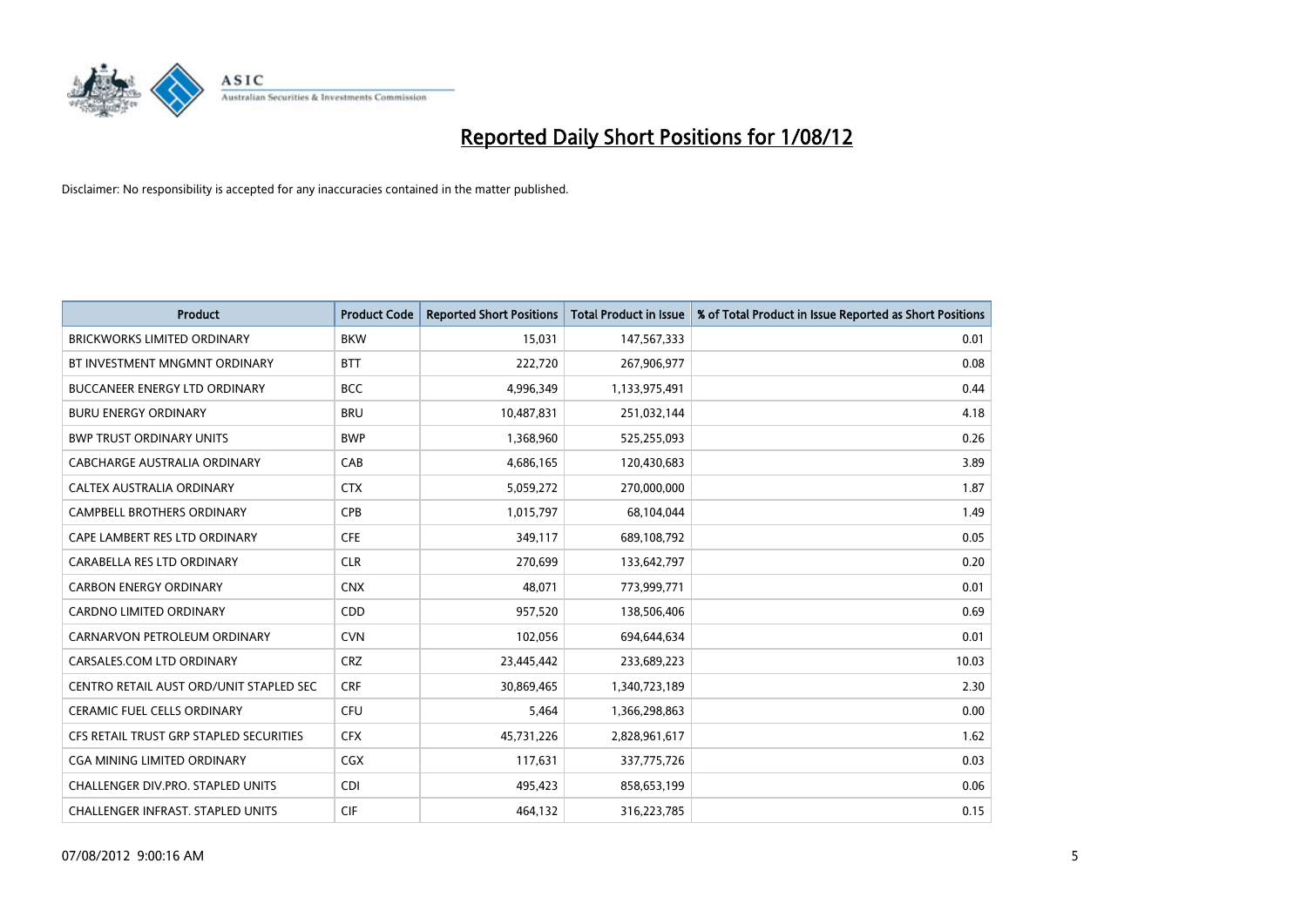# Reported Daily Short Positions for 1/08/12

Disclaimer: No responsibility is accepted for any inaccuracies contained in the matter published.

| Product | Product Code | Reported Short Positions | Total Product in Issue | % of Total Product in Issue Reported as Short Positions |
|---|---|---|---|---|
| BRICKWORKS LIMITED ORDINARY | BKW | 15,031 | 147,567,333 | 0.01 |
| BT INVESTMENT MNGMNT ORDINARY | BTT | 222,720 | 267,906,977 | 0.08 |
| BUCCANEER ENERGY LTD ORDINARY | BCC | 4,996,349 | 1,133,975,491 | 0.44 |
| BURU ENERGY ORDINARY | BRU | 10,487,831 | 251,032,144 | 4.18 |
| BWP TRUST ORDINARY UNITS | BWP | 1,368,960 | 525,255,093 | 0.26 |
| CABCHARGE AUSTRALIA ORDINARY | CAB | 4,686,165 | 120,430,683 | 3.89 |
| CALTEX AUSTRALIA ORDINARY | CTX | 5,059,272 | 270,000,000 | 1.87 |
| CAMPBELL BROTHERS ORDINARY | CPB | 1,015,797 | 68,104,044 | 1.49 |
| CAPE LAMBERT RES LTD ORDINARY | CFE | 349,117 | 689,108,792 | 0.05 |
| CARABELLA RES LTD ORDINARY | CLR | 270,699 | 133,642,797 | 0.20 |
| CARBON ENERGY ORDINARY | CNX | 48,071 | 773,999,771 | 0.01 |
| CARDNO LIMITED ORDINARY | CDD | 957,520 | 138,506,406 | 0.69 |
| CARNARVON PETROLEUM ORDINARY | CVN | 102,056 | 694,644,634 | 0.01 |
| CARSALES.COM LTD ORDINARY | CRZ | 23,445,442 | 233,689,223 | 10.03 |
| CENTRO RETAIL AUST ORD/UNIT STAPLED SEC | CRF | 30,869,465 | 1,340,723,189 | 2.30 |
| CERAMIC FUEL CELLS ORDINARY | CFU | 5,464 | 1,366,298,863 | 0.00 |
| CFS RETAIL TRUST GRP STAPLED SECURITIES | CFX | 45,731,226 | 2,828,961,617 | 1.62 |
| CGA MINING LIMITED ORDINARY | CGX | 117,631 | 337,775,726 | 0.03 |
| CHALLENGER DIV.PRO. STAPLED UNITS | CDI | 495,423 | 858,653,199 | 0.06 |
| CHALLENGER INFRAST. STAPLED UNITS | CIF | 464,132 | 316,223,785 | 0.15 |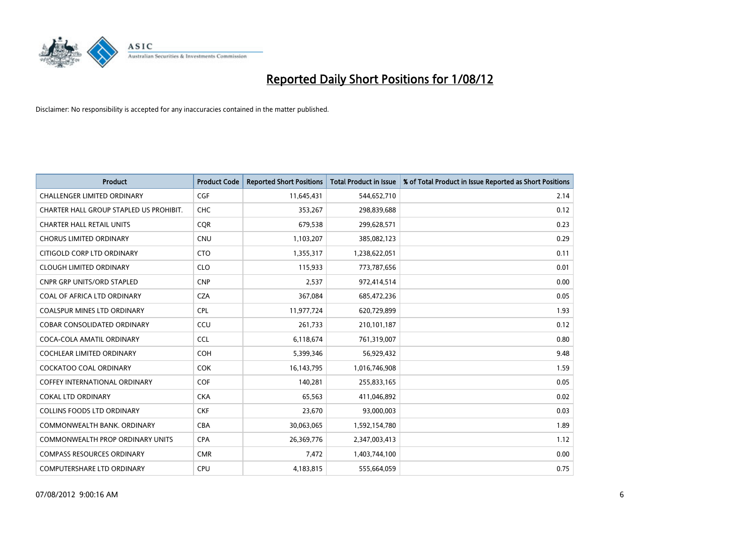# Reported Daily Short Positions for 1/08/12

Disclaimer: No responsibility is accepted for any inaccuracies contained in the matter published.

| Product | Product Code | Reported Short Positions | Total Product in Issue | % of Total Product in Issue Reported as Short Positions |
|---|---|---|---|---|
| CHALLENGER LIMITED ORDINARY | CGF | 11,645,431 | 544,652,710 | 2.14 |
| CHARTER HALL GROUP STAPLED US PROHIBIT. | CHC | 353,267 | 298,839,688 | 0.12 |
| CHARTER HALL RETAIL UNITS | CQR | 679,538 | 299,628,571 | 0.23 |
| CHORUS LIMITED ORDINARY | CNU | 1,103,207 | 385,082,123 | 0.29 |
| CITIGOLD CORP LTD ORDINARY | CTO | 1,355,317 | 1,238,622,051 | 0.11 |
| CLOUGH LIMITED ORDINARY | CLO | 115,933 | 773,787,656 | 0.01 |
| CNPR GRP UNITS/ORD STAPLED | CNP | 2,537 | 972,414,514 | 0.00 |
| COAL OF AFRICA LTD ORDINARY | CZA | 367,084 | 685,472,236 | 0.05 |
| COALSPUR MINES LTD ORDINARY | CPL | 11,977,724 | 620,729,899 | 1.93 |
| COBAR CONSOLIDATED ORDINARY | CCU | 261,733 | 210,101,187 | 0.12 |
| COCA-COLA AMATIL ORDINARY | CCL | 6,118,674 | 761,319,007 | 0.80 |
| COCHLEAR LIMITED ORDINARY | COH | 5,399,346 | 56,929,432 | 9.48 |
| COCKATOO COAL ORDINARY | COK | 16,143,795 | 1,016,746,908 | 1.59 |
| COFFEY INTERNATIONAL ORDINARY | COF | 140,281 | 255,833,165 | 0.05 |
| COKAL LTD ORDINARY | CKA | 65,563 | 411,046,892 | 0.02 |
| COLLINS FOODS LTD ORDINARY | CKF | 23,670 | 93,000,003 | 0.03 |
| COMMONWEALTH BANK. ORDINARY | CBA | 30,063,065 | 1,592,154,780 | 1.89 |
| COMMONWEALTH PROP ORDINARY UNITS | CPA | 26,369,776 | 2,347,003,413 | 1.12 |
| COMPASS RESOURCES ORDINARY | CMR | 7,472 | 1,403,744,100 | 0.00 |
| COMPUTERSHARE LTD ORDINARY | CPU | 4,183,815 | 555,664,059 | 0.75 |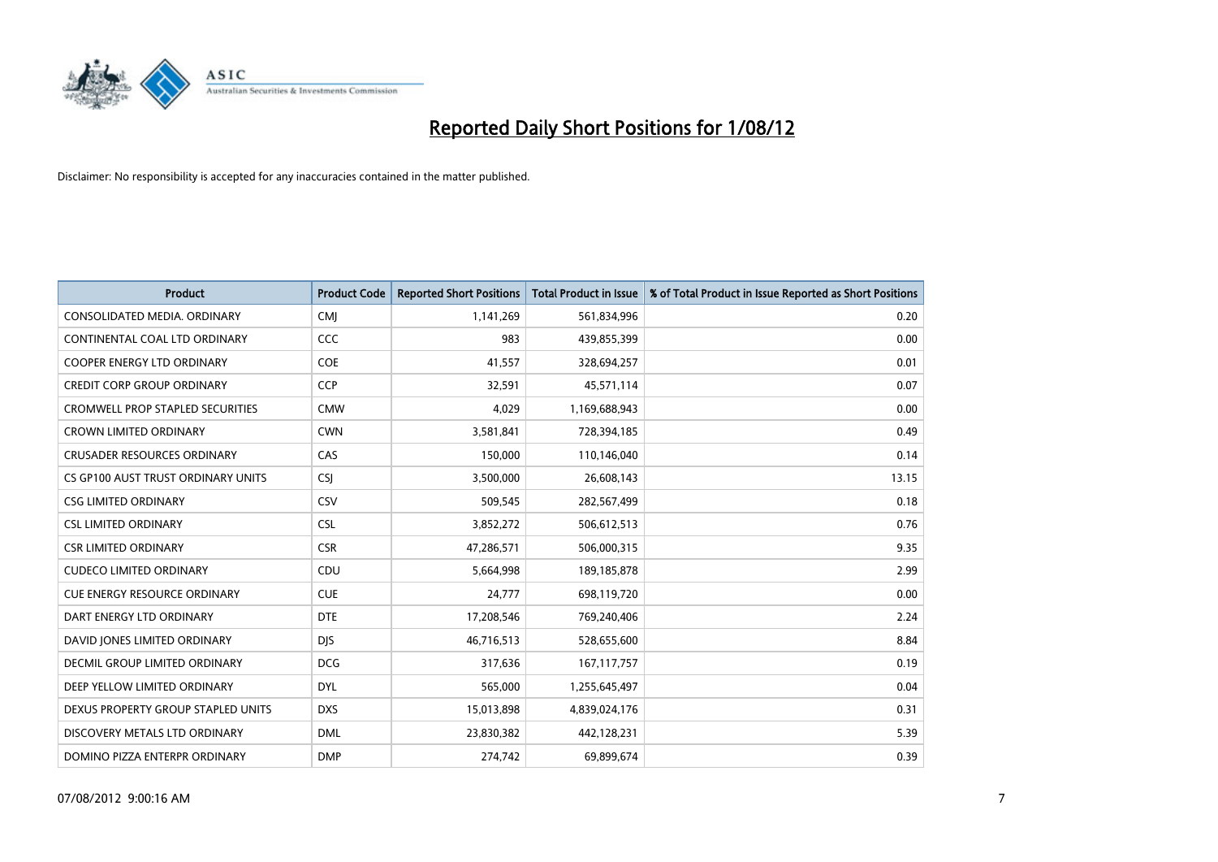# Reported Daily Short Positions for 1/08/12

Disclaimer: No responsibility is accepted for any inaccuracies contained in the matter published.

| Product | Product Code | Reported Short Positions | Total Product in Issue | % of Total Product in Issue Reported as Short Positions |
|---|---|---|---|---|
| CONSOLIDATED MEDIA. ORDINARY | CMJ | 1,141,269 | 561,834,996 | 0.20 |
| CONTINENTAL COAL LTD ORDINARY | CCC | 983 | 439,855,399 | 0.00 |
| COOPER ENERGY LTD ORDINARY | COE | 41,557 | 328,694,257 | 0.01 |
| CREDIT CORP GROUP ORDINARY | CCP | 32,591 | 45,571,114 | 0.07 |
| CROMWELL PROP STAPLED SECURITIES | CMW | 4,029 | 1,169,688,943 | 0.00 |
| CROWN LIMITED ORDINARY | CWN | 3,581,841 | 728,394,185 | 0.49 |
| CRUSADER RESOURCES ORDINARY | CAS | 150,000 | 110,146,040 | 0.14 |
| CS GP100 AUST TRUST ORDINARY UNITS | CSJ | 3,500,000 | 26,608,143 | 13.15 |
| CSG LIMITED ORDINARY | CSV | 509,545 | 282,567,499 | 0.18 |
| CSL LIMITED ORDINARY | CSL | 3,852,272 | 506,612,513 | 0.76 |
| CSR LIMITED ORDINARY | CSR | 47,286,571 | 506,000,315 | 9.35 |
| CUDECO LIMITED ORDINARY | CDU | 5,664,998 | 189,185,878 | 2.99 |
| CUE ENERGY RESOURCE ORDINARY | CUE | 24,777 | 698,119,720 | 0.00 |
| DART ENERGY LTD ORDINARY | DTE | 17,208,546 | 769,240,406 | 2.24 |
| DAVID JONES LIMITED ORDINARY | DJS | 46,716,513 | 528,655,600 | 8.84 |
| DECMIL GROUP LIMITED ORDINARY | DCG | 317,636 | 167,117,757 | 0.19 |
| DEEP YELLOW LIMITED ORDINARY | DYL | 565,000 | 1,255,645,497 | 0.04 |
| DEXUS PROPERTY GROUP STAPLED UNITS | DXS | 15,013,898 | 4,839,024,176 | 0.31 |
| DISCOVERY METALS LTD ORDINARY | DML | 23,830,382 | 442,128,231 | 5.39 |
| DOMINO PIZZA ENTERPR ORDINARY | DMP | 274,742 | 69,899,674 | 0.39 |

07/08/2012 9:00:16 AM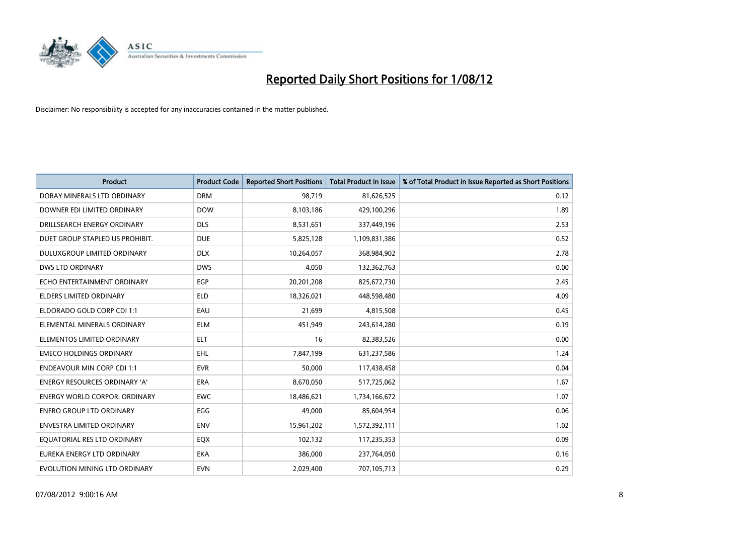# Reported Daily Short Positions for 1/08/12

Disclaimer: No responsibility is accepted for any inaccuracies contained in the matter published.

| Product | Product Code | Reported Short Positions | Total Product in Issue | % of Total Product in Issue Reported as Short Positions |
|---|---|---|---|---|
| DORAY MINERALS LTD ORDINARY | DRM | 98,719 | 81,626,525 | 0.12 |
| DOWNER EDI LIMITED ORDINARY | DOW | 8,103,186 | 429,100,296 | 1.89 |
| DRILLSEARCH ENERGY ORDINARY | DLS | 8,531,651 | 337,449,196 | 2.53 |
| DUET GROUP STAPLED US PROHIBIT. | DUE | 5,825,128 | 1,109,831,386 | 0.52 |
| DULUXGROUP LIMITED ORDINARY | DLX | 10,264,057 | 368,984,902 | 2.78 |
| DWS LTD ORDINARY | DWS | 4,050 | 132,362,763 | 0.00 |
| ECHO ENTERTAINMENT ORDINARY | EGP | 20,201,208 | 825,672,730 | 2.45 |
| ELDERS LIMITED ORDINARY | ELD | 18,326,021 | 448,598,480 | 4.09 |
| ELDORADO GOLD CORP CDI 1:1 | EAU | 21,699 | 4,815,508 | 0.45 |
| ELEMENTAL MINERALS ORDINARY | ELM | 451,949 | 243,614,280 | 0.19 |
| ELEMENTOS LIMITED ORDINARY | ELT | 16 | 82,383,526 | 0.00 |
| EMECO HOLDINGS ORDINARY | EHL | 7,847,199 | 631,237,586 | 1.24 |
| ENDEAVOUR MIN CORP CDI 1:1 | EVR | 50,000 | 117,438,458 | 0.04 |
| ENERGY RESOURCES ORDINARY 'A' | ERA | 8,670,050 | 517,725,062 | 1.67 |
| ENERGY WORLD CORPOR. ORDINARY | EWC | 18,486,621 | 1,734,166,672 | 1.07 |
| ENERO GROUP LTD ORDINARY | EGG | 49,000 | 85,604,954 | 0.06 |
| ENVESTRA LIMITED ORDINARY | ENV | 15,961,202 | 1,572,392,111 | 1.02 |
| EQUATORIAL RES LTD ORDINARY | EQX | 102,132 | 117,235,353 | 0.09 |
| EUREKA ENERGY LTD ORDINARY | EKA | 386,000 | 237,764,050 | 0.16 |
| EVOLUTION MINING LTD ORDINARY | EVN | 2,029,400 | 707,105,713 | 0.29 |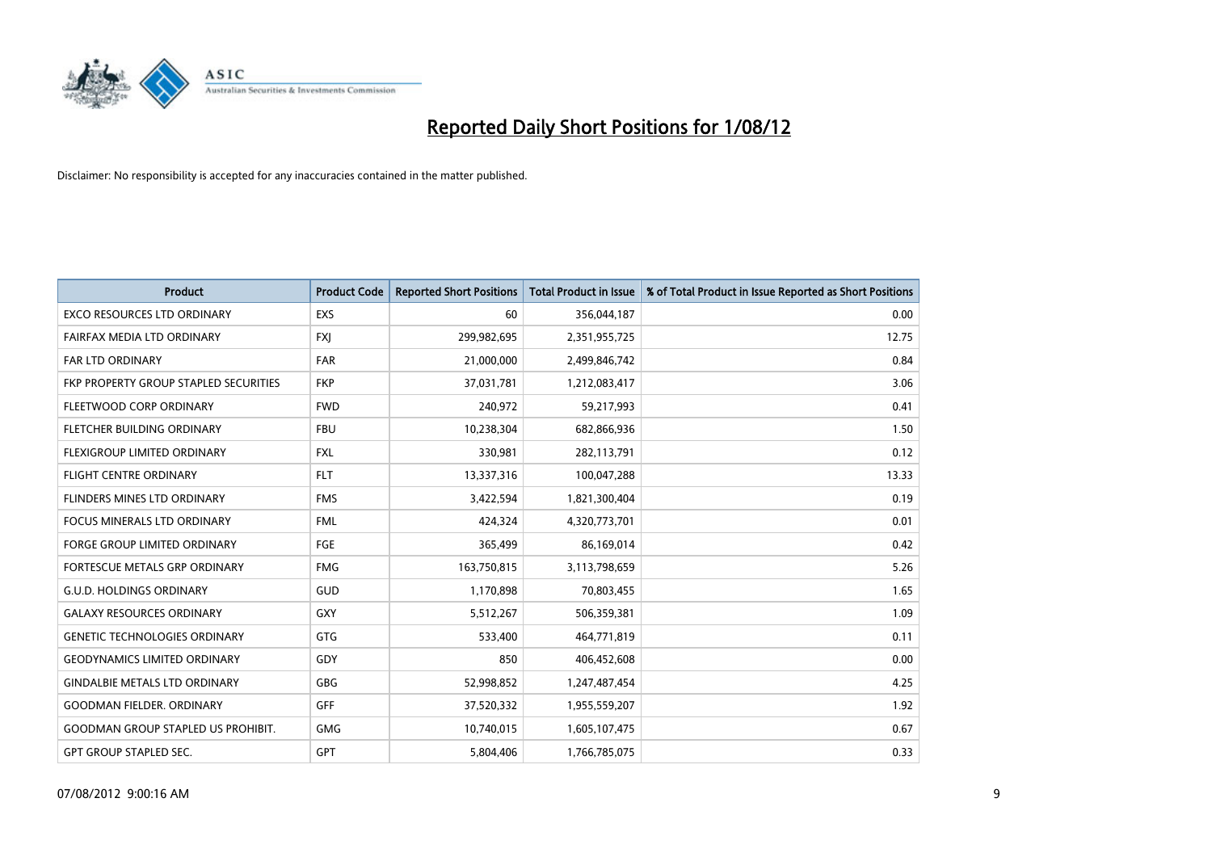# Reported Daily Short Positions for 1/08/12

Disclaimer: No responsibility is accepted for any inaccuracies contained in the matter published.

| Product | Product Code | Reported Short Positions | Total Product in Issue | % of Total Product in Issue Reported as Short Positions |
|---|---|---|---|---|
| EXCO RESOURCES LTD ORDINARY | EXS | 60 | 356,044,187 | 0.00 |
| FAIRFAX MEDIA LTD ORDINARY | FXJ | 299,982,695 | 2,351,955,725 | 12.75 |
| FAR LTD ORDINARY | FAR | 21,000,000 | 2,499,846,742 | 0.84 |
| FKP PROPERTY GROUP STAPLED SECURITIES | FKP | 37,031,781 | 1,212,083,417 | 3.06 |
| FLEETWOOD CORP ORDINARY | FWD | 240,972 | 59,217,993 | 0.41 |
| FLETCHER BUILDING ORDINARY | FBU | 10,238,304 | 682,866,936 | 1.50 |
| FLEXIGROUP LIMITED ORDINARY | FXL | 330,981 | 282,113,791 | 0.12 |
| FLIGHT CENTRE ORDINARY | FLT | 13,337,316 | 100,047,288 | 13.33 |
| FLINDERS MINES LTD ORDINARY | FMS | 3,422,594 | 1,821,300,404 | 0.19 |
| FOCUS MINERALS LTD ORDINARY | FML | 424,324 | 4,320,773,701 | 0.01 |
| FORGE GROUP LIMITED ORDINARY | FGE | 365,499 | 86,169,014 | 0.42 |
| FORTESCUE METALS GRP ORDINARY | FMG | 163,750,815 | 3,113,798,659 | 5.26 |
| G.U.D. HOLDINGS ORDINARY | GUD | 1,170,898 | 70,803,455 | 1.65 |
| GALAXY RESOURCES ORDINARY | GXY | 5,512,267 | 506,359,381 | 1.09 |
| GENETIC TECHNOLOGIES ORDINARY | GTG | 533,400 | 464,771,819 | 0.11 |
| GEODYNAMICS LIMITED ORDINARY | GDY | 850 | 406,452,608 | 0.00 |
| GINDALBIE METALS LTD ORDINARY | GBG | 52,998,852 | 1,247,487,454 | 4.25 |
| GOODMAN FIELDER. ORDINARY | GFF | 37,520,332 | 1,955,559,207 | 1.92 |
| GOODMAN GROUP STAPLED US PROHIBIT. | GMG | 10,740,015 | 1,605,107,475 | 0.67 |
| GPT GROUP STAPLED SEC. | GPT | 5,804,406 | 1,766,785,075 | 0.33 |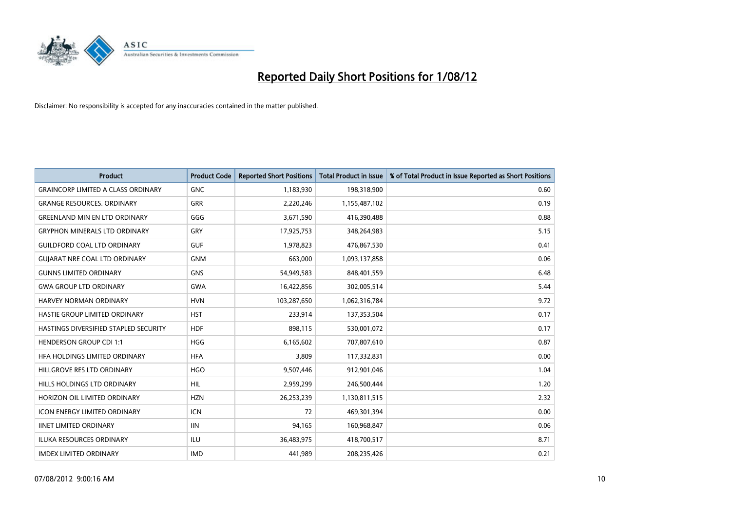# Reported Daily Short Positions for 1/08/12

Disclaimer: No responsibility is accepted for any inaccuracies contained in the matter published.

| Product | Product Code | Reported Short Positions | Total Product in Issue | % of Total Product in Issue Reported as Short Positions |
|---|---|---|---|---|
| GRAINCORP LIMITED A CLASS ORDINARY | GNC | 1,183,930 | 198,318,900 | 0.60 |
| GRANGE RESOURCES. ORDINARY | GRR | 2,220,246 | 1,155,487,102 | 0.19 |
| GREENLAND MIN EN LTD ORDINARY | GGG | 3,671,590 | 416,390,488 | 0.88 |
| GRYPHON MINERALS LTD ORDINARY | GRY | 17,925,753 | 348,264,983 | 5.15 |
| GUILDFORD COAL LTD ORDINARY | GUF | 1,978,823 | 476,867,530 | 0.41 |
| GUJARAT NRE COAL LTD ORDINARY | GNM | 663,000 | 1,093,137,858 | 0.06 |
| GUNNS LIMITED ORDINARY | GNS | 54,949,583 | 848,401,559 | 6.48 |
| GWA GROUP LTD ORDINARY | GWA | 16,422,856 | 302,005,514 | 5.44 |
| HARVEY NORMAN ORDINARY | HVN | 103,287,650 | 1,062,316,784 | 9.72 |
| HASTIE GROUP LIMITED ORDINARY | HST | 233,914 | 137,353,504 | 0.17 |
| HASTINGS DIVERSIFIED STAPLED SECURITY | HDF | 898,115 | 530,001,072 | 0.17 |
| HENDERSON GROUP CDI 1:1 | HGG | 6,165,602 | 707,807,610 | 0.87 |
| HFA HOLDINGS LIMITED ORDINARY | HFA | 3,809 | 117,332,831 | 0.00 |
| HILLGROVE RES LTD ORDINARY | HGO | 9,507,446 | 912,901,046 | 1.04 |
| HILLS HOLDINGS LTD ORDINARY | HIL | 2,959,299 | 246,500,444 | 1.20 |
| HORIZON OIL LIMITED ORDINARY | HZN | 26,253,239 | 1,130,811,515 | 2.32 |
| ICON ENERGY LIMITED ORDINARY | ICN | 72 | 469,301,394 | 0.00 |
| IINET LIMITED ORDINARY | IIN | 94,165 | 160,968,847 | 0.06 |
| ILUKA RESOURCES ORDINARY | ILU | 36,483,975 | 418,700,517 | 8.71 |
| IMDEX LIMITED ORDINARY | IMD | 441,989 | 208,235,426 | 0.21 |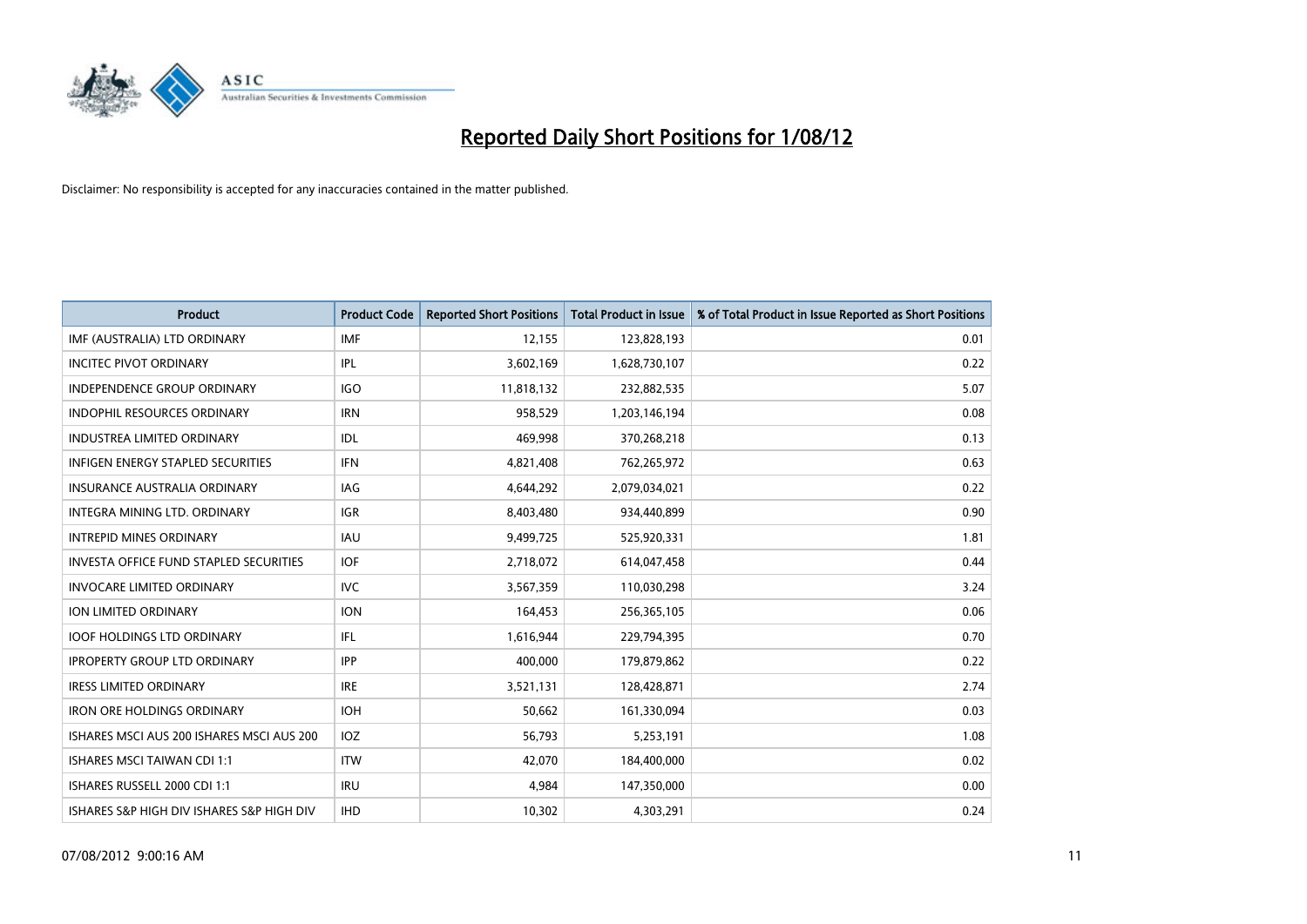# Reported Daily Short Positions for 1/08/12

Disclaimer: No responsibility is accepted for any inaccuracies contained in the matter published.

| Product | Product Code | Reported Short Positions | Total Product in Issue | % of Total Product in Issue Reported as Short Positions |
|---|---|---|---|---|
| IMF (AUSTRALIA) LTD ORDINARY | IMF | 12,155 | 123,828,193 | 0.01 |
| INCITEC PIVOT ORDINARY | IPL | 3,602,169 | 1,628,730,107 | 0.22 |
| INDEPENDENCE GROUP ORDINARY | IGO | 11,818,132 | 232,882,535 | 5.07 |
| INDOPHIL RESOURCES ORDINARY | IRN | 958,529 | 1,203,146,194 | 0.08 |
| INDUSTREA LIMITED ORDINARY | IDL | 469,998 | 370,268,218 | 0.13 |
| INFIGEN ENERGY STAPLED SECURITIES | IFN | 4,821,408 | 762,265,972 | 0.63 |
| INSURANCE AUSTRALIA ORDINARY | IAG | 4,644,292 | 2,079,034,021 | 0.22 |
| INTEGRA MINING LTD. ORDINARY | IGR | 8,403,480 | 934,440,899 | 0.90 |
| INTREPID MINES ORDINARY | IAU | 9,499,725 | 525,920,331 | 1.81 |
| INVESTA OFFICE FUND STAPLED SECURITIES | IOF | 2,718,072 | 614,047,458 | 0.44 |
| INVOCARE LIMITED ORDINARY | IVC | 3,567,359 | 110,030,298 | 3.24 |
| ION LIMITED ORDINARY | ION | 164,453 | 256,365,105 | 0.06 |
| IOOF HOLDINGS LTD ORDINARY | IFL | 1,616,944 | 229,794,395 | 0.70 |
| IPROPERTY GROUP LTD ORDINARY | IPP | 400,000 | 179,879,862 | 0.22 |
| IRESS LIMITED ORDINARY | IRE | 3,521,131 | 128,428,871 | 2.74 |
| IRON ORE HOLDINGS ORDINARY | IOH | 50,662 | 161,330,094 | 0.03 |
| ISHARES MSCI AUS 200 ISHARES MSCI AUS 200 | IOZ | 56,793 | 5,253,191 | 1.08 |
| ISHARES MSCI TAIWAN CDI 1:1 | ITW | 42,070 | 184,400,000 | 0.02 |
| ISHARES RUSSELL 2000 CDI 1:1 | IRU | 4,984 | 147,350,000 | 0.00 |
| ISHARES S&P HIGH DIV ISHARES S&P HIGH DIV | IHD | 10,302 | 4,303,291 | 0.24 |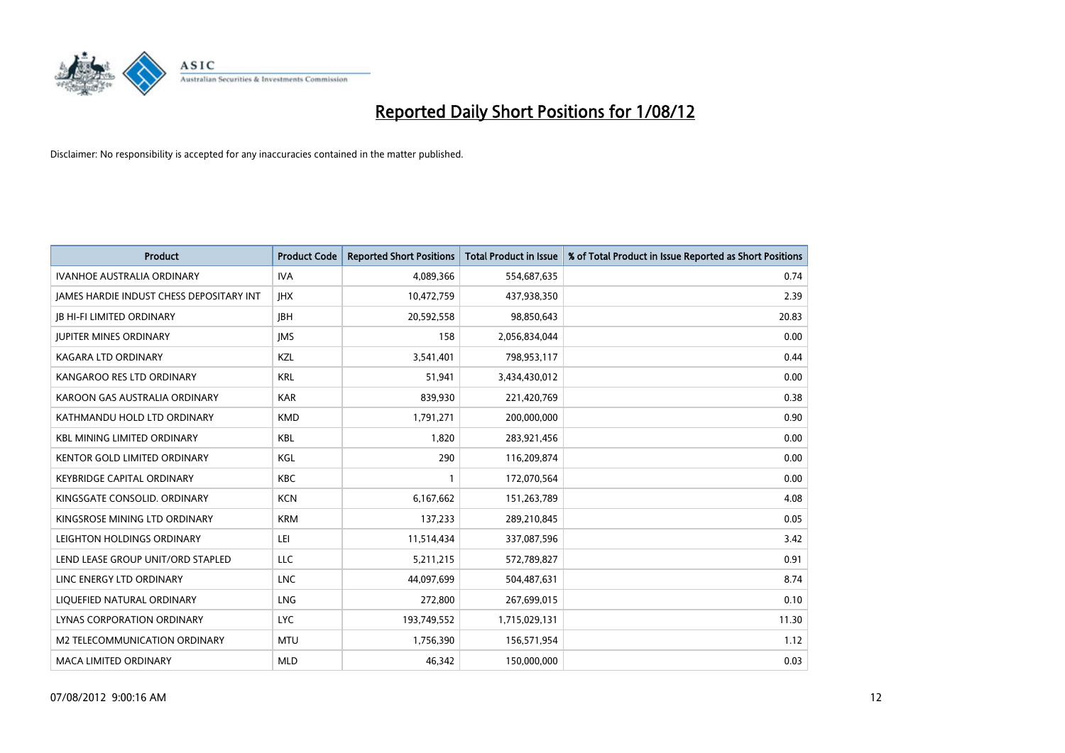# Reported Daily Short Positions for 1/08/12

Disclaimer: No responsibility is accepted for any inaccuracies contained in the matter published.

| Product | Product Code | Reported Short Positions | Total Product in Issue | % of Total Product in Issue Reported as Short Positions |
|---|---|---|---|---|
| IVANHOE AUSTRALIA ORDINARY | IVA | 4,089,366 | 554,687,635 | 0.74 |
| JAMES HARDIE INDUST CHESS DEPOSITARY INT | JHX | 10,472,759 | 437,938,350 | 2.39 |
| JB HI-FI LIMITED ORDINARY | JBH | 20,592,558 | 98,850,643 | 20.83 |
| JUPITER MINES ORDINARY | JMS | 158 | 2,056,834,044 | 0.00 |
| KAGARA LTD ORDINARY | KZL | 3,541,401 | 798,953,117 | 0.44 |
| KANGAROO RES LTD ORDINARY | KRL | 51,941 | 3,434,430,012 | 0.00 |
| KAROON GAS AUSTRALIA ORDINARY | KAR | 839,930 | 221,420,769 | 0.38 |
| KATHMANDU HOLD LTD ORDINARY | KMD | 1,791,271 | 200,000,000 | 0.90 |
| KBL MINING LIMITED ORDINARY | KBL | 1,820 | 283,921,456 | 0.00 |
| KENTOR GOLD LIMITED ORDINARY | KGL | 290 | 116,209,874 | 0.00 |
| KEYBRIDGE CAPITAL ORDINARY | KBC | 1 | 172,070,564 | 0.00 |
| KINGSGATE CONSOLID. ORDINARY | KCN | 6,167,662 | 151,263,789 | 4.08 |
| KINGSROSE MINING LTD ORDINARY | KRM | 137,233 | 289,210,845 | 0.05 |
| LEIGHTON HOLDINGS ORDINARY | LEI | 11,514,434 | 337,087,596 | 3.42 |
| LEND LEASE GROUP UNIT/ORD STAPLED | LLC | 5,211,215 | 572,789,827 | 0.91 |
| LINC ENERGY LTD ORDINARY | LNC | 44,097,699 | 504,487,631 | 8.74 |
| LIQUEFIED NATURAL ORDINARY | LNG | 272,800 | 267,699,015 | 0.10 |
| LYNAS CORPORATION ORDINARY | LYC | 193,749,552 | 1,715,029,131 | 11.30 |
| M2 TELECOMMUNICATION ORDINARY | MTU | 1,756,390 | 156,571,954 | 1.12 |
| MACA LIMITED ORDINARY | MLD | 46,342 | 150,000,000 | 0.03 |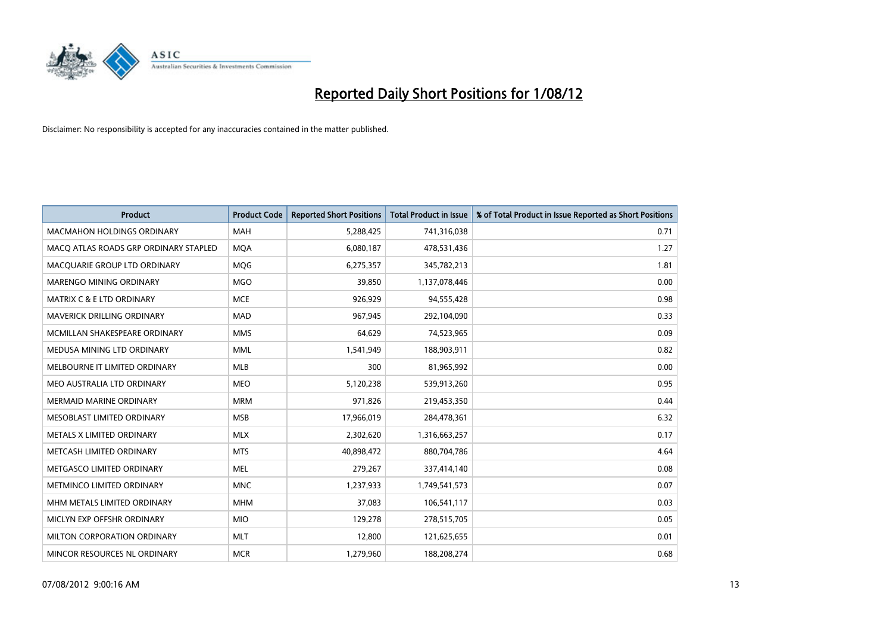# Reported Daily Short Positions for 1/08/12

Disclaimer: No responsibility is accepted for any inaccuracies contained in the matter published.

| Product | Product Code | Reported Short Positions | Total Product in Issue | % of Total Product in Issue Reported as Short Positions |
|---|---|---|---|---|
| MACMAHON HOLDINGS ORDINARY | MAH | 5,288,425 | 741,316,038 | 0.71 |
| MACQ ATLAS ROADS GRP ORDINARY STAPLED | MQA | 6,080,187 | 478,531,436 | 1.27 |
| MACQUARIE GROUP LTD ORDINARY | MQG | 6,275,357 | 345,782,213 | 1.81 |
| MARENGO MINING ORDINARY | MGO | 39,850 | 1,137,078,446 | 0.00 |
| MATRIX C & E LTD ORDINARY | MCE | 926,929 | 94,555,428 | 0.98 |
| MAVERICK DRILLING ORDINARY | MAD | 967,945 | 292,104,090 | 0.33 |
| MCMILLAN SHAKESPEARE ORDINARY | MMS | 64,629 | 74,523,965 | 0.09 |
| MEDUSA MINING LTD ORDINARY | MML | 1,541,949 | 188,903,911 | 0.82 |
| MELBOURNE IT LIMITED ORDINARY | MLB | 300 | 81,965,992 | 0.00 |
| MEO AUSTRALIA LTD ORDINARY | MEO | 5,120,238 | 539,913,260 | 0.95 |
| MERMAID MARINE ORDINARY | MRM | 971,826 | 219,453,350 | 0.44 |
| MESOBLAST LIMITED ORDINARY | MSB | 17,966,019 | 284,478,361 | 6.32 |
| METALS X LIMITED ORDINARY | MLX | 2,302,620 | 1,316,663,257 | 0.17 |
| METCASH LIMITED ORDINARY | MTS | 40,898,472 | 880,704,786 | 4.64 |
| METGASCO LIMITED ORDINARY | MEL | 279,267 | 337,414,140 | 0.08 |
| METMINCO LIMITED ORDINARY | MNC | 1,237,933 | 1,749,541,573 | 0.07 |
| MHM METALS LIMITED ORDINARY | MHM | 37,083 | 106,541,117 | 0.03 |
| MICLYN EXP OFFSHR ORDINARY | MIO | 129,278 | 278,515,705 | 0.05 |
| MILTON CORPORATION ORDINARY | MLT | 12,800 | 121,625,655 | 0.01 |
| MINCOR RESOURCES NL ORDINARY | MCR | 1,279,960 | 188,208,274 | 0.68 |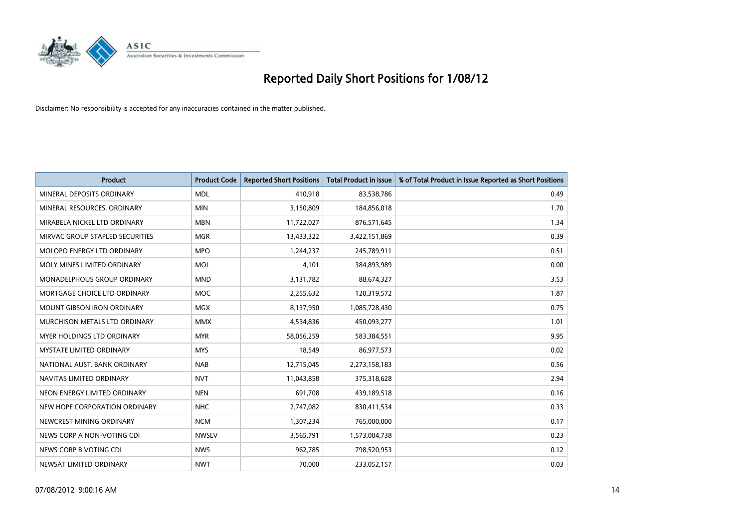# Reported Daily Short Positions for 1/08/12

Disclaimer: No responsibility is accepted for any inaccuracies contained in the matter published.

| Product | Product Code | Reported Short Positions | Total Product in Issue | % of Total Product in Issue Reported as Short Positions |
| --- | --- | --- | --- | --- |
| MINERAL DEPOSITS ORDINARY | MDL | 410,918 | 83,538,786 | 0.49 |
| MINERAL RESOURCES. ORDINARY | MIN | 3,150,809 | 184,856,018 | 1.70 |
| MIRABELA NICKEL LTD ORDINARY | MBN | 11,722,027 | 876,571,645 | 1.34 |
| MIRVAC GROUP STAPLED SECURITIES | MGR | 13,433,322 | 3,422,151,869 | 0.39 |
| MOLOPO ENERGY LTD ORDINARY | MPO | 1,244,237 | 245,789,911 | 0.51 |
| MOLY MINES LIMITED ORDINARY | MOL | 4,101 | 384,893,989 | 0.00 |
| MONADELPHOUS GROUP ORDINARY | MND | 3,131,782 | 88,674,327 | 3.53 |
| MORTGAGE CHOICE LTD ORDINARY | MOC | 2,255,632 | 120,319,572 | 1.87 |
| MOUNT GIBSON IRON ORDINARY | MGX | 8,137,950 | 1,085,728,430 | 0.75 |
| MURCHISON METALS LTD ORDINARY | MMX | 4,534,836 | 450,093,277 | 1.01 |
| MYER HOLDINGS LTD ORDINARY | MYR | 58,056,259 | 583,384,551 | 9.95 |
| MYSTATE LIMITED ORDINARY | MYS | 18,549 | 86,977,573 | 0.02 |
| NATIONAL AUST. BANK ORDINARY | NAB | 12,715,045 | 2,273,158,183 | 0.56 |
| NAVITAS LIMITED ORDINARY | NVT | 11,043,858 | 375,318,628 | 2.94 |
| NEON ENERGY LIMITED ORDINARY | NEN | 691,708 | 439,189,518 | 0.16 |
| NEW HOPE CORPORATION ORDINARY | NHC | 2,747,082 | 830,411,534 | 0.33 |
| NEWCREST MINING ORDINARY | NCM | 1,307,234 | 765,000,000 | 0.17 |
| NEWS CORP A NON-VOTING CDI | NWSLV | 3,565,791 | 1,573,004,738 | 0.23 |
| NEWS CORP B VOTING CDI | NWS | 962,785 | 798,520,953 | 0.12 |
| NEWSAT LIMITED ORDINARY | NWT | 70,000 | 233,052,157 | 0.03 |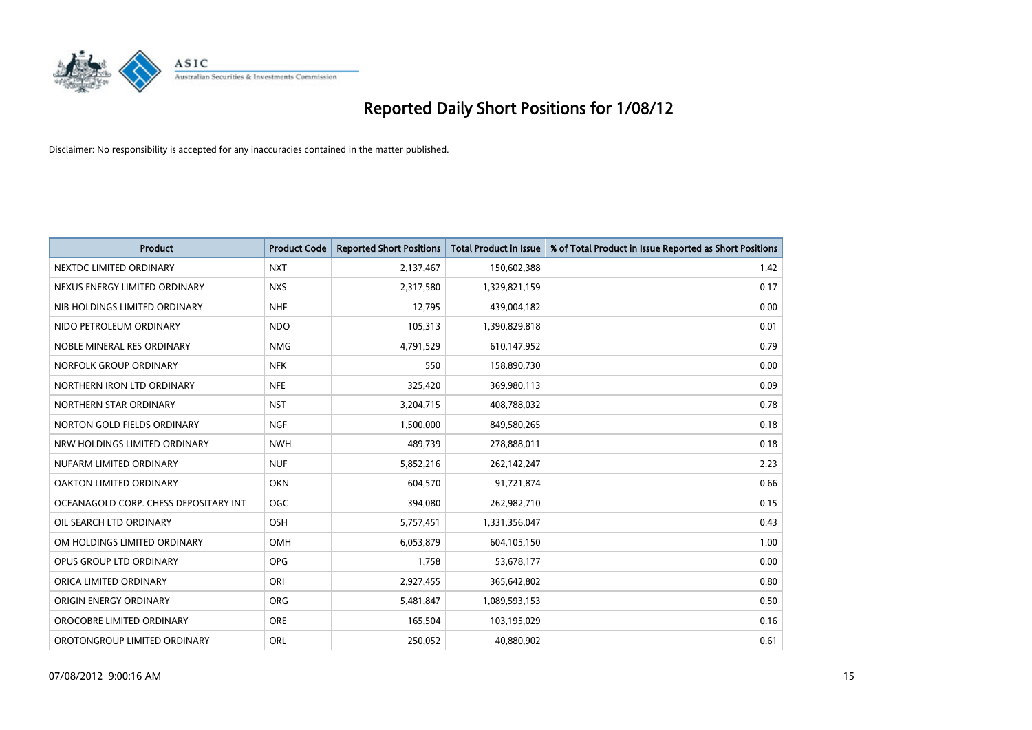# Reported Daily Short Positions for 1/08/12

Disclaimer: No responsibility is accepted for any inaccuracies contained in the matter published.

| Product | Product Code | Reported Short Positions | Total Product in Issue | % of Total Product in Issue Reported as Short Positions |
|---|---|---|---|---|
| NEXTDC LIMITED ORDINARY | NXT | 2,137,467 | 150,602,388 | 1.42 |
| NEXUS ENERGY LIMITED ORDINARY | NXS | 2,317,580 | 1,329,821,159 | 0.17 |
| NIB HOLDINGS LIMITED ORDINARY | NHF | 12,795 | 439,004,182 | 0.00 |
| NIDO PETROLEUM ORDINARY | NDO | 105,313 | 1,390,829,818 | 0.01 |
| NOBLE MINERAL RES ORDINARY | NMG | 4,791,529 | 610,147,952 | 0.79 |
| NORFOLK GROUP ORDINARY | NFK | 550 | 158,890,730 | 0.00 |
| NORTHERN IRON LTD ORDINARY | NFE | 325,420 | 369,980,113 | 0.09 |
| NORTHERN STAR ORDINARY | NST | 3,204,715 | 408,788,032 | 0.78 |
| NORTON GOLD FIELDS ORDINARY | NGF | 1,500,000 | 849,580,265 | 0.18 |
| NRW HOLDINGS LIMITED ORDINARY | NWH | 489,739 | 278,888,011 | 0.18 |
| NUFARM LIMITED ORDINARY | NUF | 5,852,216 | 262,142,247 | 2.23 |
| OAKTON LIMITED ORDINARY | OKN | 604,570 | 91,721,874 | 0.66 |
| OCEANAGOLD CORP. CHESS DEPOSITARY INT | OGC | 394,080 | 262,982,710 | 0.15 |
| OIL SEARCH LTD ORDINARY | OSH | 5,757,451 | 1,331,356,047 | 0.43 |
| OM HOLDINGS LIMITED ORDINARY | OMH | 6,053,879 | 604,105,150 | 1.00 |
| OPUS GROUP LTD ORDINARY | OPG | 1,758 | 53,678,177 | 0.00 |
| ORICA LIMITED ORDINARY | ORI | 2,927,455 | 365,642,802 | 0.80 |
| ORIGIN ENERGY ORDINARY | ORG | 5,481,847 | 1,089,593,153 | 0.50 |
| OROCOBRE LIMITED ORDINARY | ORE | 165,504 | 103,195,029 | 0.16 |
| OROTONGROUP LIMITED ORDINARY | ORL | 250,052 | 40,880,902 | 0.61 |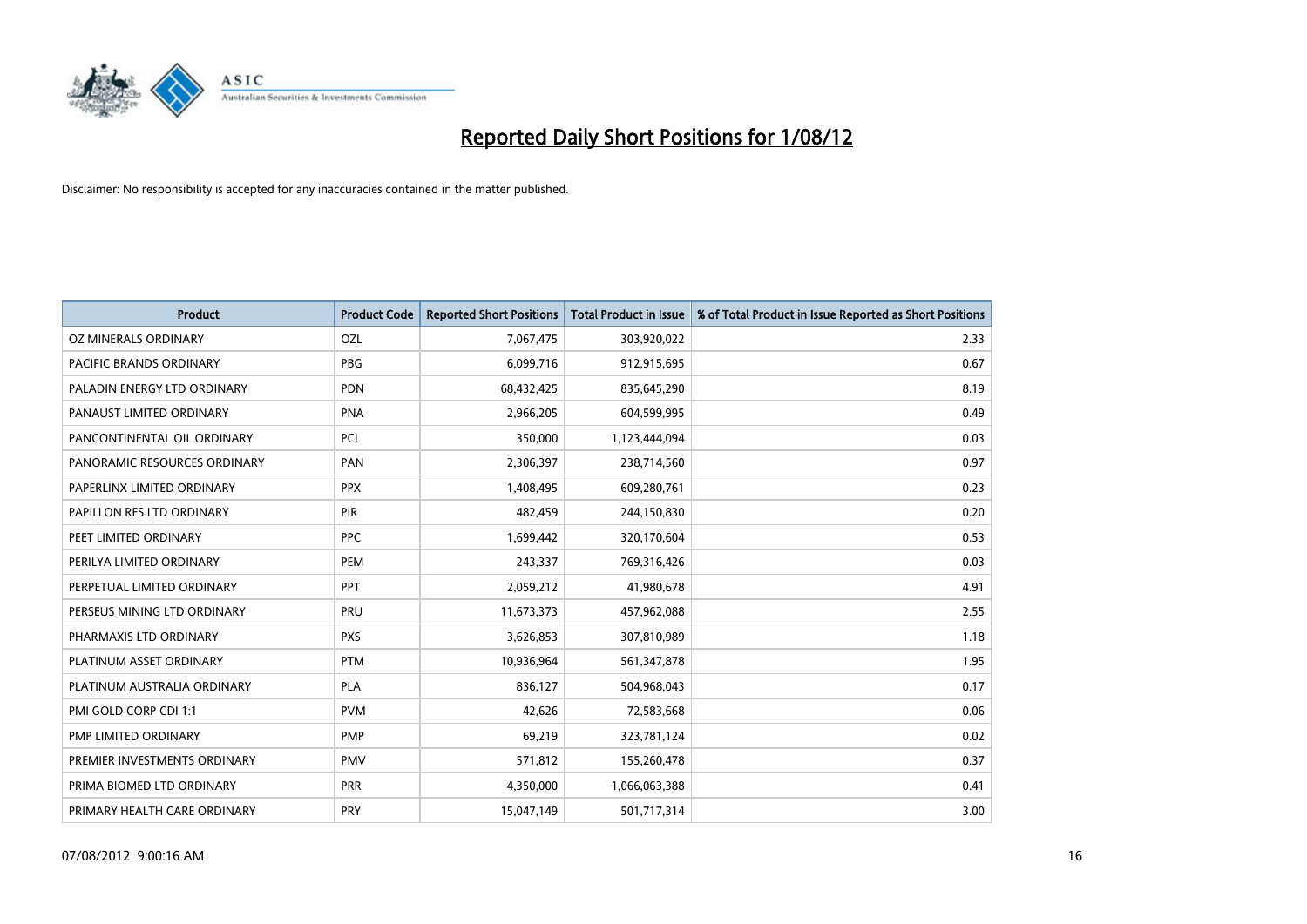# Reported Daily Short Positions for 1/08/12

Disclaimer: No responsibility is accepted for any inaccuracies contained in the matter published.

| Product | Product Code | Reported Short Positions | Total Product in Issue | % of Total Product in Issue Reported as Short Positions |
|---|---|---|---|---|
| OZ MINERALS ORDINARY | OZL | 7,067,475 | 303,920,022 | 2.33 |
| PACIFIC BRANDS ORDINARY | PBG | 6,099,716 | 912,915,695 | 0.67 |
| PALADIN ENERGY LTD ORDINARY | PDN | 68,432,425 | 835,645,290 | 8.19 |
| PANAUST LIMITED ORDINARY | PNA | 2,966,205 | 604,599,995 | 0.49 |
| PANCONTINENTAL OIL ORDINARY | PCL | 350,000 | 1,123,444,094 | 0.03 |
| PANORAMIC RESOURCES ORDINARY | PAN | 2,306,397 | 238,714,560 | 0.97 |
| PAPERLINX LIMITED ORDINARY | PPX | 1,408,495 | 609,280,761 | 0.23 |
| PAPILLON RES LTD ORDINARY | PIR | 482,459 | 244,150,830 | 0.20 |
| PEET LIMITED ORDINARY | PPC | 1,699,442 | 320,170,604 | 0.53 |
| PERILYA LIMITED ORDINARY | PEM | 243,337 | 769,316,426 | 0.03 |
| PERPETUAL LIMITED ORDINARY | PPT | 2,059,212 | 41,980,678 | 4.91 |
| PERSEUS MINING LTD ORDINARY | PRU | 11,673,373 | 457,962,088 | 2.55 |
| PHARMAXIS LTD ORDINARY | PXS | 3,626,853 | 307,810,989 | 1.18 |
| PLATINUM ASSET ORDINARY | PTM | 10,936,964 | 561,347,878 | 1.95 |
| PLATINUM AUSTRALIA ORDINARY | PLA | 836,127 | 504,968,043 | 0.17 |
| PMI GOLD CORP CDI 1:1 | PVM | 42,626 | 72,583,668 | 0.06 |
| PMP LIMITED ORDINARY | PMP | 69,219 | 323,781,124 | 0.02 |
| PREMIER INVESTMENTS ORDINARY | PMV | 571,812 | 155,260,478 | 0.37 |
| PRIMA BIOMED LTD ORDINARY | PRR | 4,350,000 | 1,066,063,388 | 0.41 |
| PRIMARY HEALTH CARE ORDINARY | PRY | 15,047,149 | 501,717,314 | 3.00 |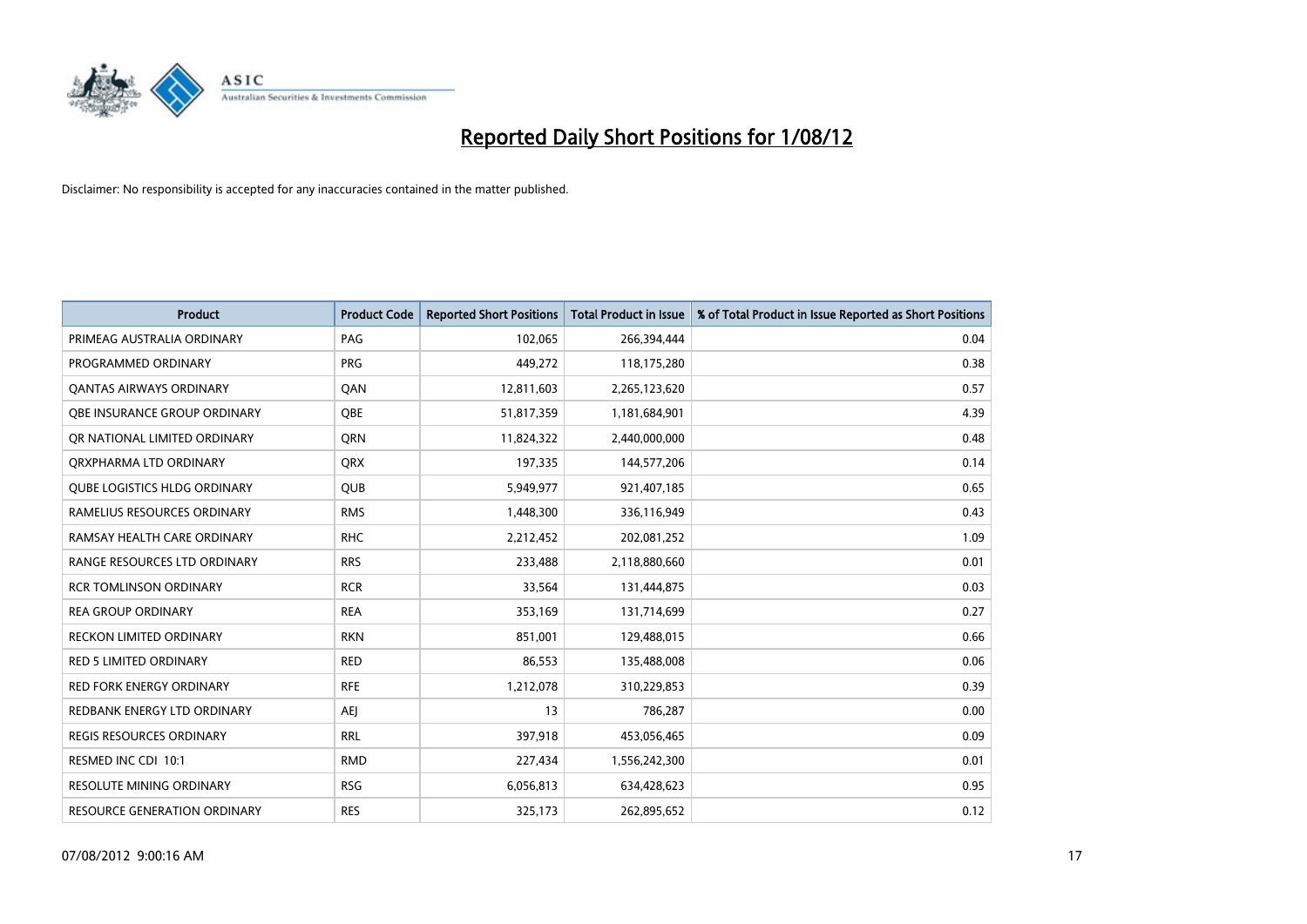# Reported Daily Short Positions for 1/08/12

Disclaimer: No responsibility is accepted for any inaccuracies contained in the matter published.

| Product | Product Code | Reported Short Positions | Total Product in Issue | % of Total Product in Issue Reported as Short Positions |
|---|---|---|---|---|
| PRIMEAG AUSTRALIA ORDINARY | PAG | 102,065 | 266,394,444 | 0.04 |
| PROGRAMMED ORDINARY | PRG | 449,272 | 118,175,280 | 0.38 |
| QANTAS AIRWAYS ORDINARY | QAN | 12,811,603 | 2,265,123,620 | 0.57 |
| QBE INSURANCE GROUP ORDINARY | QBE | 51,817,359 | 1,181,684,901 | 4.39 |
| QR NATIONAL LIMITED ORDINARY | QRN | 11,824,322 | 2,440,000,000 | 0.48 |
| QRXPHARMA LTD ORDINARY | QRX | 197,335 | 144,577,206 | 0.14 |
| QUBE LOGISTICS HLDG ORDINARY | QUB | 5,949,977 | 921,407,185 | 0.65 |
| RAMELIUS RESOURCES ORDINARY | RMS | 1,448,300 | 336,116,949 | 0.43 |
| RAMSAY HEALTH CARE ORDINARY | RHC | 2,212,452 | 202,081,252 | 1.09 |
| RANGE RESOURCES LTD ORDINARY | RRS | 233,488 | 2,118,880,660 | 0.01 |
| RCR TOMLINSON ORDINARY | RCR | 33,564 | 131,444,875 | 0.03 |
| REA GROUP ORDINARY | REA | 353,169 | 131,714,699 | 0.27 |
| RECKON LIMITED ORDINARY | RKN | 851,001 | 129,488,015 | 0.66 |
| RED 5 LIMITED ORDINARY | RED | 86,553 | 135,488,008 | 0.06 |
| RED FORK ENERGY ORDINARY | RFE | 1,212,078 | 310,229,853 | 0.39 |
| REDBANK ENERGY LTD ORDINARY | AEJ | 13 | 786,287 | 0.00 |
| REGIS RESOURCES ORDINARY | RRL | 397,918 | 453,056,465 | 0.09 |
| RESMED INC CDI 10:1 | RMD | 227,434 | 1,556,242,300 | 0.01 |
| RESOLUTE MINING ORDINARY | RSG | 6,056,813 | 634,428,623 | 0.95 |
| RESOURCE GENERATION ORDINARY | RES | 325,173 | 262,895,652 | 0.12 |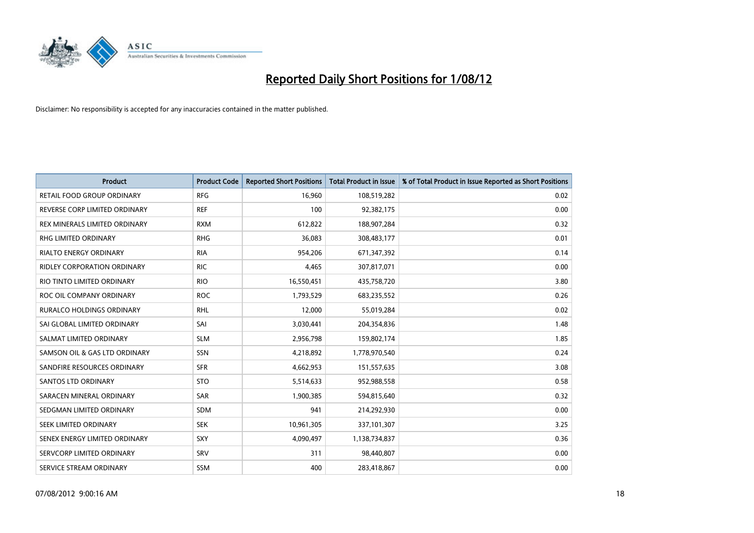# Reported Daily Short Positions for 1/08/12

Disclaimer: No responsibility is accepted for any inaccuracies contained in the matter published.

| Product | Product Code | Reported Short Positions | Total Product in Issue | % of Total Product in Issue Reported as Short Positions |
|---|---|---|---|---|
| RETAIL FOOD GROUP ORDINARY | RFG | 16,960 | 108,519,282 | 0.02 |
| REVERSE CORP LIMITED ORDINARY | REF | 100 | 92,382,175 | 0.00 |
| REX MINERALS LIMITED ORDINARY | RXM | 612,822 | 188,907,284 | 0.32 |
| RHG LIMITED ORDINARY | RHG | 36,083 | 308,483,177 | 0.01 |
| RIALTO ENERGY ORDINARY | RIA | 954,206 | 671,347,392 | 0.14 |
| RIDLEY CORPORATION ORDINARY | RIC | 4,465 | 307,817,071 | 0.00 |
| RIO TINTO LIMITED ORDINARY | RIO | 16,550,451 | 435,758,720 | 3.80 |
| ROC OIL COMPANY ORDINARY | ROC | 1,793,529 | 683,235,552 | 0.26 |
| RURALCO HOLDINGS ORDINARY | RHL | 12,000 | 55,019,284 | 0.02 |
| SAI GLOBAL LIMITED ORDINARY | SAI | 3,030,441 | 204,354,836 | 1.48 |
| SALMAT LIMITED ORDINARY | SLM | 2,956,798 | 159,802,174 | 1.85 |
| SAMSON OIL & GAS LTD ORDINARY | SSN | 4,218,892 | 1,778,970,540 | 0.24 |
| SANDFIRE RESOURCES ORDINARY | SFR | 4,662,953 | 151,557,635 | 3.08 |
| SANTOS LTD ORDINARY | STO | 5,514,633 | 952,988,558 | 0.58 |
| SARACEN MINERAL ORDINARY | SAR | 1,900,385 | 594,815,640 | 0.32 |
| SEDGMAN LIMITED ORDINARY | SDM | 941 | 214,292,930 | 0.00 |
| SEEK LIMITED ORDINARY | SEK | 10,961,305 | 337,101,307 | 3.25 |
| SENEX ENERGY LIMITED ORDINARY | SXY | 4,090,497 | 1,138,734,837 | 0.36 |
| SERVCORP LIMITED ORDINARY | SRV | 311 | 98,440,807 | 0.00 |
| SERVICE STREAM ORDINARY | SSM | 400 | 283,418,867 | 0.00 |

07/08/2012 9:00:16 AM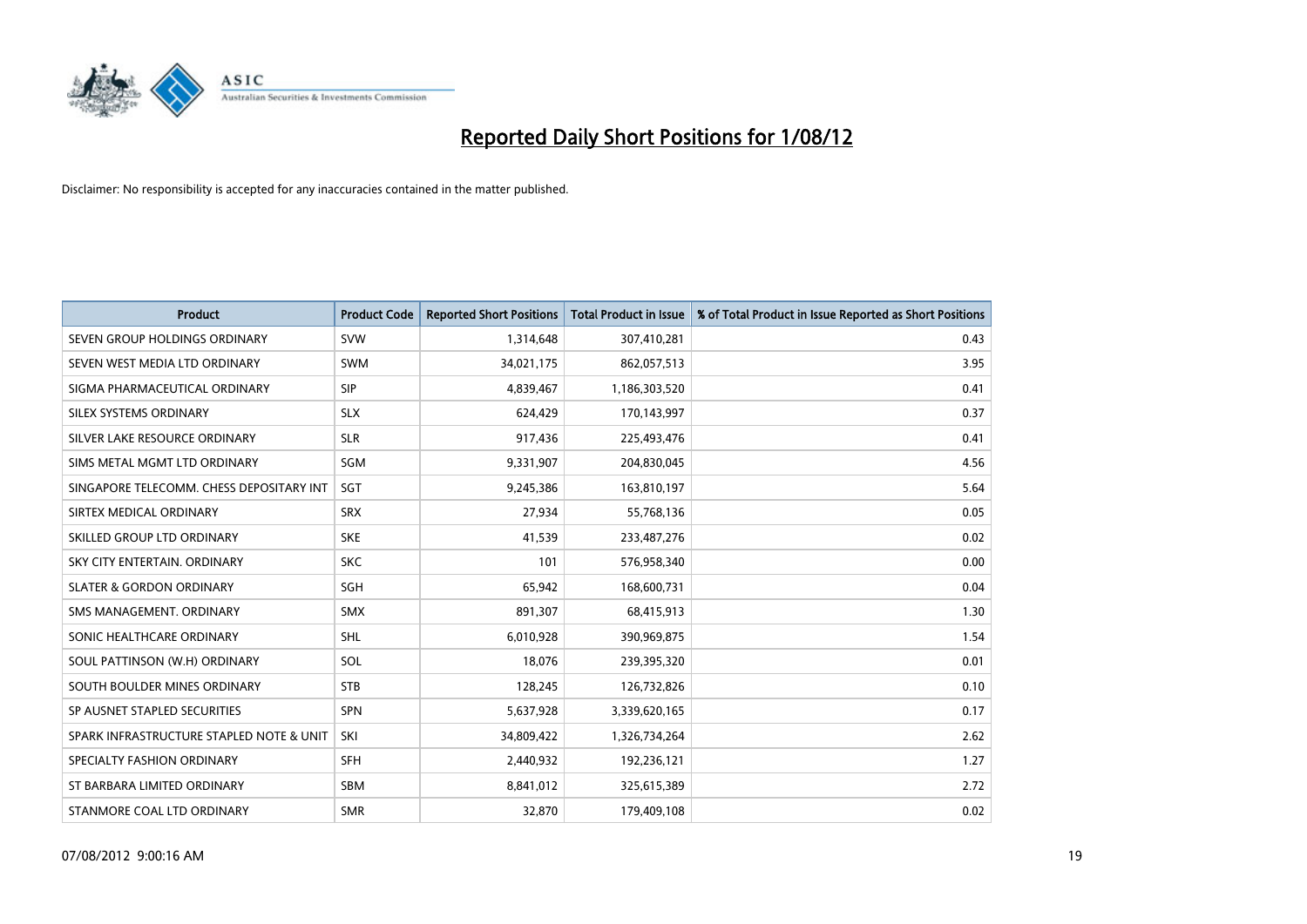# Reported Daily Short Positions for 1/08/12

Disclaimer: No responsibility is accepted for any inaccuracies contained in the matter published.

| Product | Product Code | Reported Short Positions | Total Product in Issue | % of Total Product in Issue Reported as Short Positions |
|---|---|---|---|---|
| SEVEN GROUP HOLDINGS ORDINARY | SVW | 1,314,648 | 307,410,281 | 0.43 |
| SEVEN WEST MEDIA LTD ORDINARY | SWM | 34,021,175 | 862,057,513 | 3.95 |
| SIGMA PHARMACEUTICAL ORDINARY | SIP | 4,839,467 | 1,186,303,520 | 0.41 |
| SILEX SYSTEMS ORDINARY | SLX | 624,429 | 170,143,997 | 0.37 |
| SILVER LAKE RESOURCE ORDINARY | SLR | 917,436 | 225,493,476 | 0.41 |
| SIMS METAL MGMT LTD ORDINARY | SGM | 9,331,907 | 204,830,045 | 4.56 |
| SINGAPORE TELECOMM. CHESS DEPOSITARY INT | SGT | 9,245,386 | 163,810,197 | 5.64 |
| SIRTEX MEDICAL ORDINARY | SRX | 27,934 | 55,768,136 | 0.05 |
| SKILLED GROUP LTD ORDINARY | SKE | 41,539 | 233,487,276 | 0.02 |
| SKY CITY ENTERTAIN. ORDINARY | SKC | 101 | 576,958,340 | 0.00 |
| SLATER & GORDON ORDINARY | SGH | 65,942 | 168,600,731 | 0.04 |
| SMS MANAGEMENT. ORDINARY | SMX | 891,307 | 68,415,913 | 1.30 |
| SONIC HEALTHCARE ORDINARY | SHL | 6,010,928 | 390,969,875 | 1.54 |
| SOUL PATTINSON (W.H) ORDINARY | SOL | 18,076 | 239,395,320 | 0.01 |
| SOUTH BOULDER MINES ORDINARY | STB | 128,245 | 126,732,826 | 0.10 |
| SP AUSNET STAPLED SECURITIES | SPN | 5,637,928 | 3,339,620,165 | 0.17 |
| SPARK INFRASTRUCTURE STAPLED NOTE & UNIT | SKI | 34,809,422 | 1,326,734,264 | 2.62 |
| SPECIALTY FASHION ORDINARY | SFH | 2,440,932 | 192,236,121 | 1.27 |
| ST BARBARA LIMITED ORDINARY | SBM | 8,841,012 | 325,615,389 | 2.72 |
| STANMORE COAL LTD ORDINARY | SMR | 32,870 | 179,409,108 | 0.02 |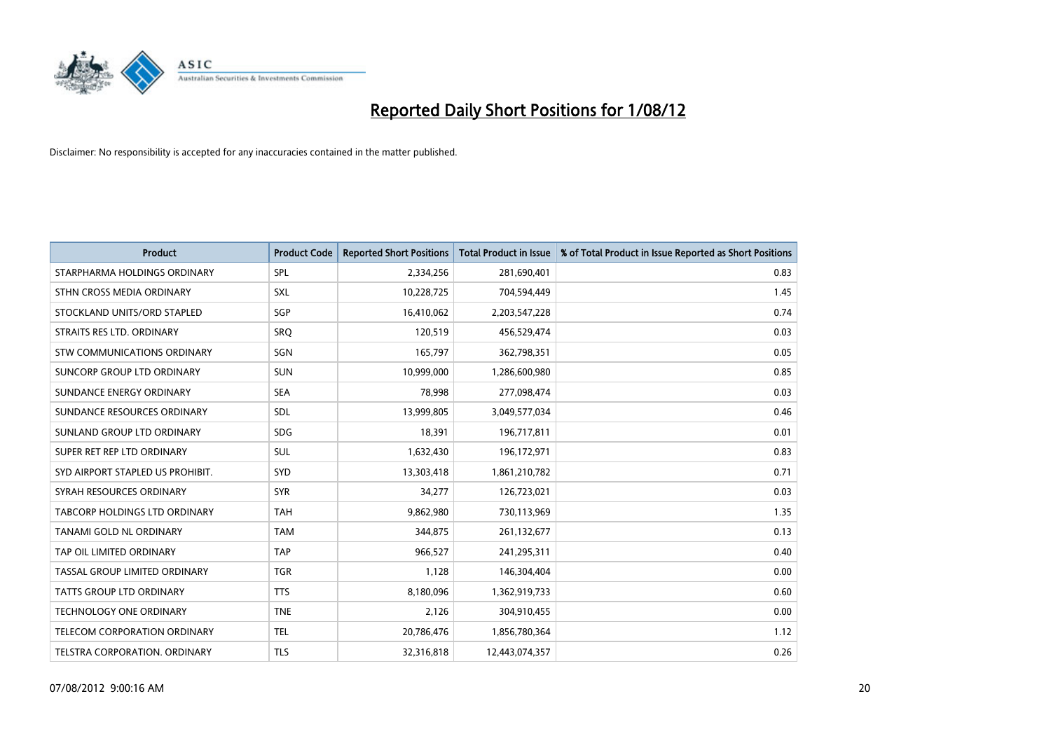# Reported Daily Short Positions for 1/08/12

Disclaimer: No responsibility is accepted for any inaccuracies contained in the matter published.

| Product | Product Code | Reported Short Positions | Total Product in Issue | % of Total Product in Issue Reported as Short Positions |
|---|---|---|---|---|
| STARPHARMA HOLDINGS ORDINARY | SPL | 2,334,256 | 281,690,401 | 0.83 |
| STHN CROSS MEDIA ORDINARY | SXL | 10,228,725 | 704,594,449 | 1.45 |
| STOCKLAND UNITS/ORD STAPLED | SGP | 16,410,062 | 2,203,547,228 | 0.74 |
| STRAITS RES LTD. ORDINARY | SRQ | 120,519 | 456,529,474 | 0.03 |
| STW COMMUNICATIONS ORDINARY | SGN | 165,797 | 362,798,351 | 0.05 |
| SUNCORP GROUP LTD ORDINARY | SUN | 10,999,000 | 1,286,600,980 | 0.85 |
| SUNDANCE ENERGY ORDINARY | SEA | 78,998 | 277,098,474 | 0.03 |
| SUNDANCE RESOURCES ORDINARY | SDL | 13,999,805 | 3,049,577,034 | 0.46 |
| SUNLAND GROUP LTD ORDINARY | SDG | 18,391 | 196,717,811 | 0.01 |
| SUPER RET REP LTD ORDINARY | SUL | 1,632,430 | 196,172,971 | 0.83 |
| SYD AIRPORT STAPLED US PROHIBIT. | SYD | 13,303,418 | 1,861,210,782 | 0.71 |
| SYRAH RESOURCES ORDINARY | SYR | 34,277 | 126,723,021 | 0.03 |
| TABCORP HOLDINGS LTD ORDINARY | TAH | 9,862,980 | 730,113,969 | 1.35 |
| TANAMI GOLD NL ORDINARY | TAM | 344,875 | 261,132,677 | 0.13 |
| TAP OIL LIMITED ORDINARY | TAP | 966,527 | 241,295,311 | 0.40 |
| TASSAL GROUP LIMITED ORDINARY | TGR | 1,128 | 146,304,404 | 0.00 |
| TATTS GROUP LTD ORDINARY | TTS | 8,180,096 | 1,362,919,733 | 0.60 |
| TECHNOLOGY ONE ORDINARY | TNE | 2,126 | 304,910,455 | 0.00 |
| TELECOM CORPORATION ORDINARY | TEL | 20,786,476 | 1,856,780,364 | 1.12 |
| TELSTRA CORPORATION. ORDINARY | TLS | 32,316,818 | 12,443,074,357 | 0.26 |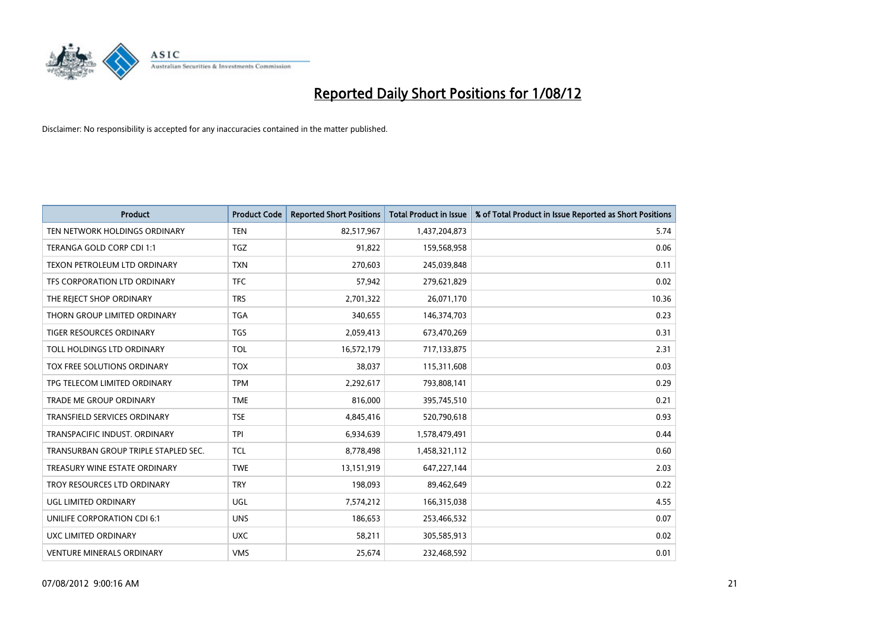# Reported Daily Short Positions for 1/08/12

Disclaimer: No responsibility is accepted for any inaccuracies contained in the matter published.

| Product | Product Code | Reported Short Positions | Total Product in Issue | % of Total Product in Issue Reported as Short Positions |
|---|---|---|---|---|
| TEN NETWORK HOLDINGS ORDINARY | TEN | 82,517,967 | 1,437,204,873 | 5.74 |
| TERANGA GOLD CORP CDI 1:1 | TGZ | 91,822 | 159,568,958 | 0.06 |
| TEXON PETROLEUM LTD ORDINARY | TXN | 270,603 | 245,039,848 | 0.11 |
| TFS CORPORATION LTD ORDINARY | TFC | 57,942 | 279,621,829 | 0.02 |
| THE REJECT SHOP ORDINARY | TRS | 2,701,322 | 26,071,170 | 10.36 |
| THORN GROUP LIMITED ORDINARY | TGA | 340,655 | 146,374,703 | 0.23 |
| TIGER RESOURCES ORDINARY | TGS | 2,059,413 | 673,470,269 | 0.31 |
| TOLL HOLDINGS LTD ORDINARY | TOL | 16,572,179 | 717,133,875 | 2.31 |
| TOX FREE SOLUTIONS ORDINARY | TOX | 38,037 | 115,311,608 | 0.03 |
| TPG TELECOM LIMITED ORDINARY | TPM | 2,292,617 | 793,808,141 | 0.29 |
| TRADE ME GROUP ORDINARY | TME | 816,000 | 395,745,510 | 0.21 |
| TRANSFIELD SERVICES ORDINARY | TSE | 4,845,416 | 520,790,618 | 0.93 |
| TRANSPACIFIC INDUST. ORDINARY | TPI | 6,934,639 | 1,578,479,491 | 0.44 |
| TRANSURBAN GROUP TRIPLE STAPLED SEC. | TCL | 8,778,498 | 1,458,321,112 | 0.60 |
| TREASURY WINE ESTATE ORDINARY | TWE | 13,151,919 | 647,227,144 | 2.03 |
| TROY RESOURCES LTD ORDINARY | TRY | 198,093 | 89,462,649 | 0.22 |
| UGL LIMITED ORDINARY | UGL | 7,574,212 | 166,315,038 | 4.55 |
| UNILIFE CORPORATION CDI 6:1 | UNS | 186,653 | 253,466,532 | 0.07 |
| UXC LIMITED ORDINARY | UXC | 58,211 | 305,585,913 | 0.02 |
| VENTURE MINERALS ORDINARY | VMS | 25,674 | 232,468,592 | 0.01 |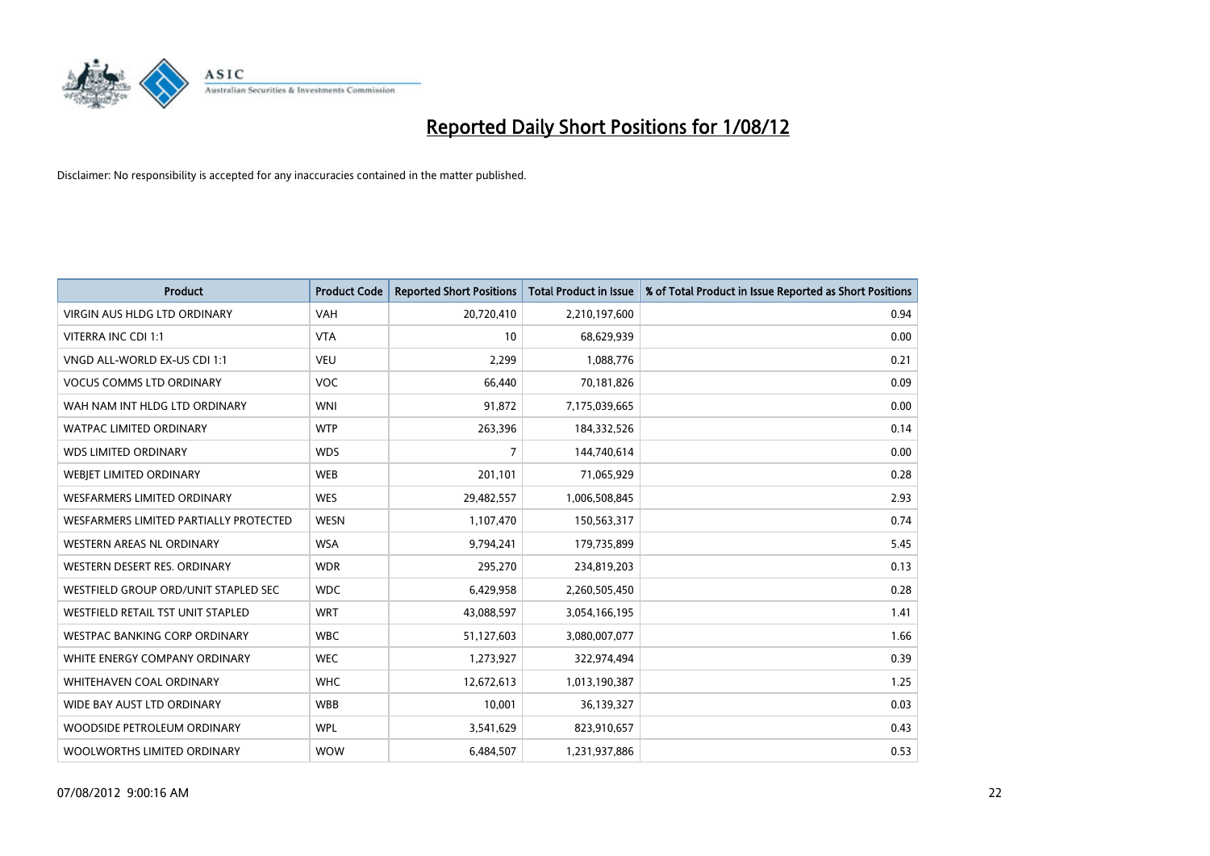# Reported Daily Short Positions for 1/08/12

Disclaimer: No responsibility is accepted for any inaccuracies contained in the matter published.

| Product | Product Code | Reported Short Positions | Total Product in Issue | % of Total Product in Issue Reported as Short Positions |
|---|---|---|---|---|
| VIRGIN AUS HLDG LTD ORDINARY | VAH | 20,720,410 | 2,210,197,600 | 0.94 |
| VITERRA INC CDI 1:1 | VTA | 10 | 68,629,939 | 0.00 |
| VNGD ALL-WORLD EX-US CDI 1:1 | VEU | 2,299 | 1,088,776 | 0.21 |
| VOCUS COMMS LTD ORDINARY | VOC | 66,440 | 70,181,826 | 0.09 |
| WAH NAM INT HLDG LTD ORDINARY | WNI | 91,872 | 7,175,039,665 | 0.00 |
| WATPAC LIMITED ORDINARY | WTP | 263,396 | 184,332,526 | 0.14 |
| WDS LIMITED ORDINARY | WDS | 7 | 144,740,614 | 0.00 |
| WEBJET LIMITED ORDINARY | WEB | 201,101 | 71,065,929 | 0.28 |
| WESFARMERS LIMITED ORDINARY | WES | 29,482,557 | 1,006,508,845 | 2.93 |
| WESFARMERS LIMITED PARTIALLY PROTECTED | WESN | 1,107,470 | 150,563,317 | 0.74 |
| WESTERN AREAS NL ORDINARY | WSA | 9,794,241 | 179,735,899 | 5.45 |
| WESTERN DESERT RES. ORDINARY | WDR | 295,270 | 234,819,203 | 0.13 |
| WESTFIELD GROUP ORD/UNIT STAPLED SEC | WDC | 6,429,958 | 2,260,505,450 | 0.28 |
| WESTFIELD RETAIL TST UNIT STAPLED | WRT | 43,088,597 | 3,054,166,195 | 1.41 |
| WESTPAC BANKING CORP ORDINARY | WBC | 51,127,603 | 3,080,007,077 | 1.66 |
| WHITE ENERGY COMPANY ORDINARY | WEC | 1,273,927 | 322,974,494 | 0.39 |
| WHITEHAVEN COAL ORDINARY | WHC | 12,672,613 | 1,013,190,387 | 1.25 |
| WIDE BAY AUST LTD ORDINARY | WBB | 10,001 | 36,139,327 | 0.03 |
| WOODSIDE PETROLEUM ORDINARY | WPL | 3,541,629 | 823,910,657 | 0.43 |
| WOOLWORTHS LIMITED ORDINARY | WOW | 6,484,507 | 1,231,937,886 | 0.53 |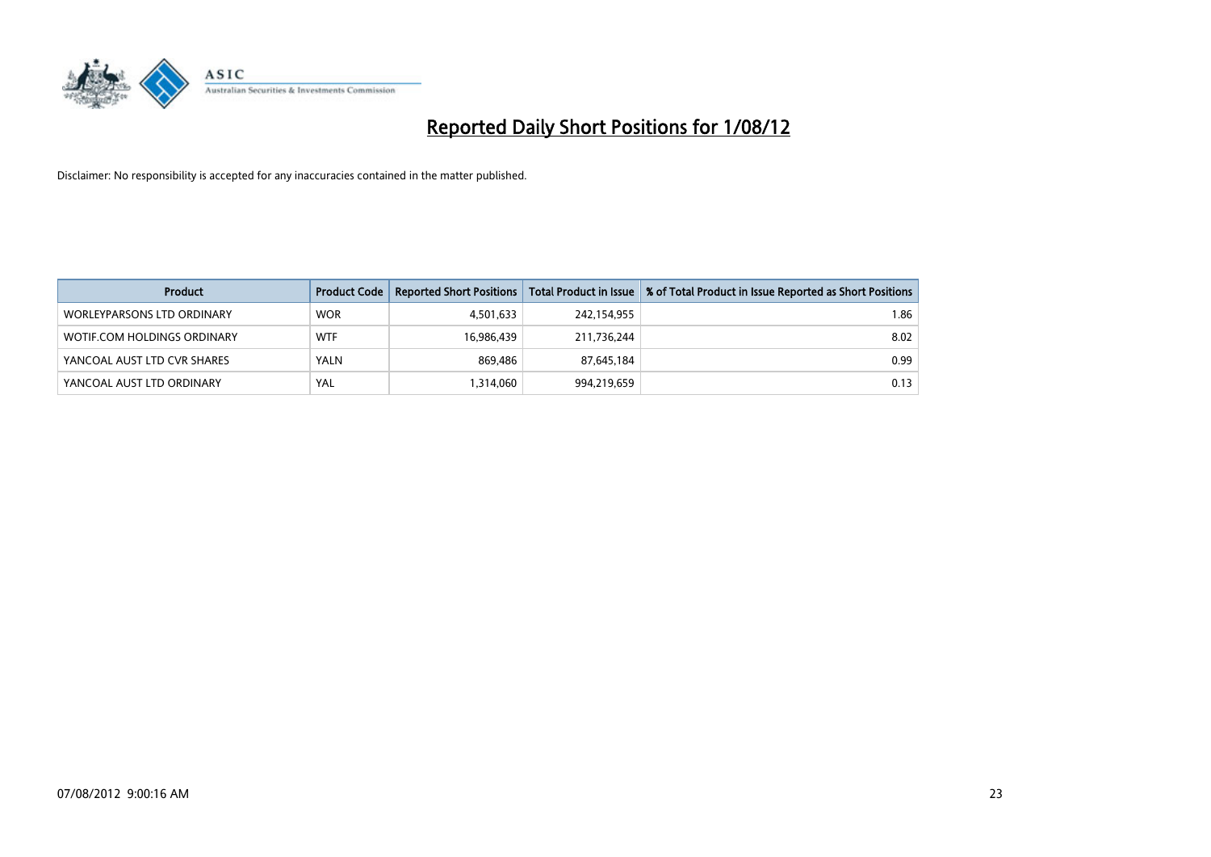# Reported Daily Short Positions for 1/08/12

Disclaimer: No responsibility is accepted for any inaccuracies contained in the matter published.

| Product | Product Code | Reported Short Positions | Total Product in Issue | % of Total Product in Issue Reported as Short Positions |
| --- | --- | --- | --- | --- |
| WORLEYPARSONS LTD ORDINARY | WOR | 4,501,633 | 242,154,955 | 1.86 |
| WOTIF.COM HOLDINGS ORDINARY | WTF | 16,986,439 | 211,736,244 | 8.02 |
| YANCOAL AUST LTD CVR SHARES | YALN | 869,486 | 87,645,184 | 0.99 |
| YANCOAL AUST LTD ORDINARY | YAL | 1,314,060 | 994,219,659 | 0.13 |